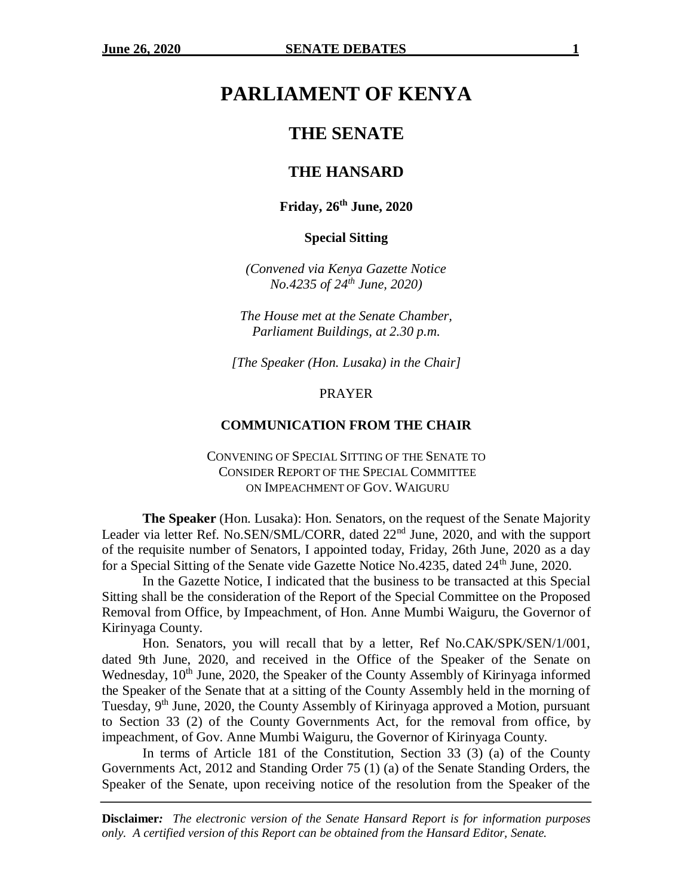# PARLIAMENT OF KENYA

## THE SENATE

## THE HANSARD

**Friday, 26th June, 2020**

**Special Sitting**

*(Convened via Kenya Gazette Notice No.4235 of 24th June, 2020)*

*The House met at the Senate Chamber, Parliament Buildings, at 2.30 p.m.*

*[The Speaker (Hon. Lusaka) in the Chair]*

PRAYER

### COMMUNICATION FROM THE CHAIR

CONVENING OF SPECIAL SITTING OF THE SENATE TO CONSIDER REPORT OF THE SPECIAL COMMITTEE ON IMPEACHMENT OF GOV. WAIGURU

**The Speaker** (Hon. Lusaka): Hon. Senators, on the request of the Senate Majority Leader via letter Ref. No.SEN/SML/CORR, dated 22nd June, 2020, and with the support of the requisite number of Senators, I appointed today, Friday, 26th June, 2020 as a day for a Special Sitting of the Senate vide Gazette Notice No.4235, dated 24th June, 2020.

In the Gazette Notice, I indicated that the business to be transacted at this Special Sitting shall be the consideration of the Report of the Special Committee on the Proposed Removal from Office, by Impeachment, of Hon. Anne Mumbi Waiguru, the Governor of Kirinyaga County.

Hon. Senators, you will recall that by a letter, Ref No.CAK/SPK/SEN/1/001, dated 9th June, 2020, and received in the Office of the Speaker of the Senate on Wednesday, 10th June, 2020, the Speaker of the County Assembly of Kirinyaga informed the Speaker of the Senate that at a sitting of the County Assembly held in the morning of Tuesday, 9th June, 2020, the County Assembly of Kirinyaga approved a Motion, pursuant to Section 33 (2) of the County Governments Act, for the removal from office, by impeachment, of Gov. Anne Mumbi Waiguru, the Governor of Kirinyaga County.

In terms of Article 181 of the Constitution, Section 33 (3) (a) of the County Governments Act, 2012 and Standing Order 75 (1) (a) of the Senate Standing Orders, the Speaker of the Senate, upon receiving notice of the resolution from the Speaker of the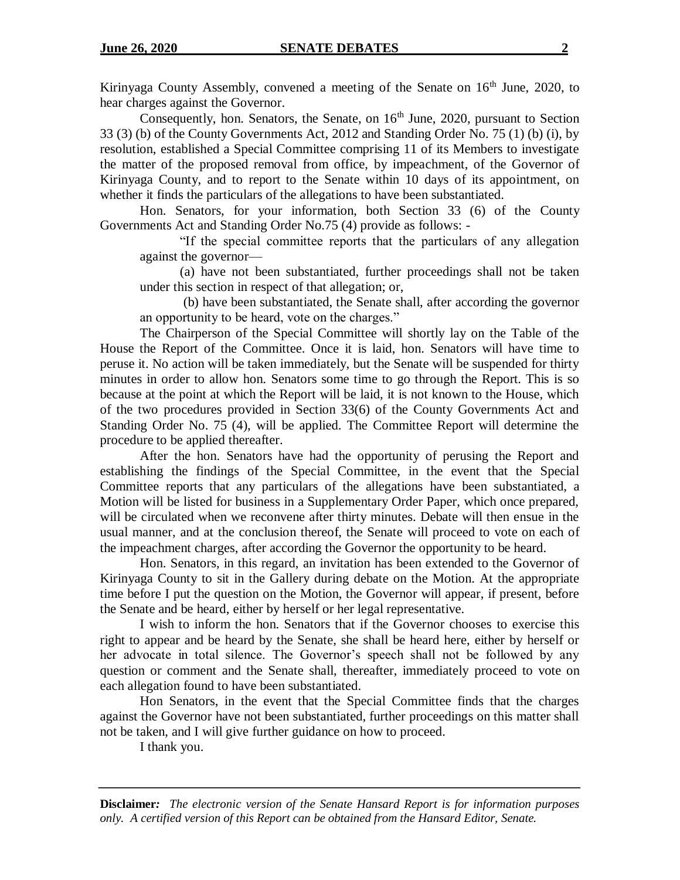Kirinyaga County Assembly, convened a meeting of the Senate on 16th June, 2020, to hear charges against the Governor.

Consequently, hon. Senators, the Senate, on 16th June, 2020, pursuant to Section 33 (3) (b) of the County Governments Act, 2012 and Standing Order No. 75 (1) (b) (i), by resolution, established a Special Committee comprising 11 of its Members to investigate the matter of the proposed removal from office, by impeachment, of the Governor of Kirinyaga County, and to report to the Senate within 10 days of its appointment, on whether it finds the particulars of the allegations to have been substantiated.

Hon. Senators, for your information, both Section 33 (6) of the County Governments Act and Standing Order No.75 (4) provide as follows: -

> "If the special committee reports that the particulars of any allegation against the governor—
>
> (a) have not been substantiated, further proceedings shall not be taken under this section in respect of that allegation; or,
>
> (b) have been substantiated, the Senate shall, after according the governor an opportunity to be heard, vote on the charges."

The Chairperson of the Special Committee will shortly lay on the Table of the House the Report of the Committee. Once it is laid, hon. Senators will have time to peruse it. No action will be taken immediately, but the Senate will be suspended for thirty minutes in order to allow hon. Senators some time to go through the Report. This is so because at the point at which the Report will be laid, it is not known to the House, which of the two procedures provided in Section 33(6) of the County Governments Act and Standing Order No. 75 (4), will be applied. The Committee Report will determine the procedure to be applied thereafter.

After the hon. Senators have had the opportunity of perusing the Report and establishing the findings of the Special Committee, in the event that the Special Committee reports that any particulars of the allegations have been substantiated, a Motion will be listed for business in a Supplementary Order Paper, which once prepared, will be circulated when we reconvene after thirty minutes. Debate will then ensue in the usual manner, and at the conclusion thereof, the Senate will proceed to vote on each of the impeachment charges, after according the Governor the opportunity to be heard.

Hon. Senators, in this regard, an invitation has been extended to the Governor of Kirinyaga County to sit in the Gallery during debate on the Motion. At the appropriate time before I put the question on the Motion, the Governor will appear, if present, before the Senate and be heard, either by herself or her legal representative.

I wish to inform the hon. Senators that if the Governor chooses to exercise this right to appear and be heard by the Senate, she shall be heard here, either by herself or her advocate in total silence. The Governor's speech shall not be followed by any question or comment and the Senate shall, thereafter, immediately proceed to vote on each allegation found to have been substantiated.

Hon Senators, in the event that the Special Committee finds that the charges against the Governor have not been substantiated, further proceedings on this matter shall not be taken, and I will give further guidance on how to proceed.

I thank you.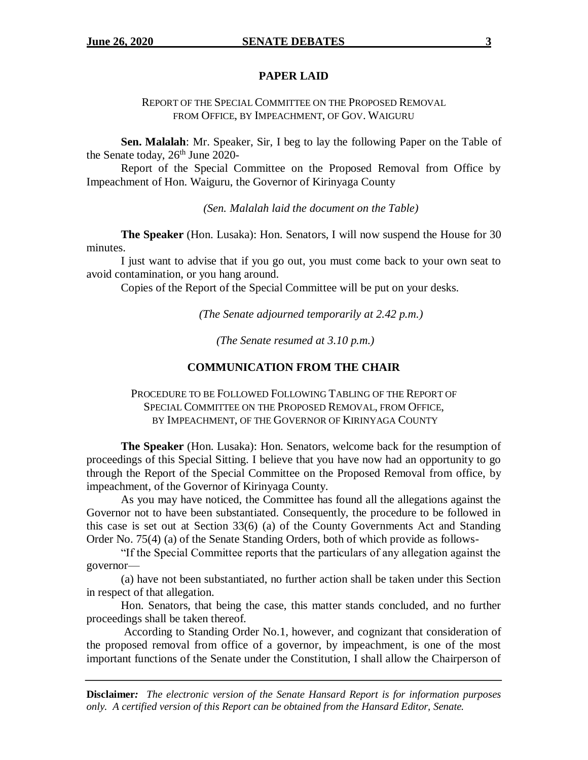## PAPER LAID

REPORT OF THE SPECIAL COMMITTEE ON THE PROPOSED REMOVAL FROM OFFICE, BY IMPEACHMENT, OF GOV. WAIGURU

**Sen. Malalah**: Mr. Speaker, Sir, I beg to lay the following Paper on the Table of the Senate today, 26th June 2020-

Report of the Special Committee on the Proposed Removal from Office by Impeachment of Hon. Waiguru, the Governor of Kirinyaga County

*(Sen. Malalah laid the document on the Table)*

**The Speaker** (Hon. Lusaka): Hon. Senators, I will now suspend the House for 30 minutes.

I just want to advise that if you go out, you must come back to your own seat to avoid contamination, or you hang around.

Copies of the Report of the Special Committee will be put on your desks.

*(The Senate adjourned temporarily at 2.42 p.m.)*

*(The Senate resumed at 3.10 p.m.)*

## COMMUNICATION FROM THE CHAIR

PROCEDURE TO BE FOLLOWED FOLLOWING TABLING OF THE REPORT OF SPECIAL COMMITTEE ON THE PROPOSED REMOVAL, FROM OFFICE, BY IMPEACHMENT, OF THE GOVERNOR OF KIRINYAGA COUNTY

**The Speaker** (Hon. Lusaka): Hon. Senators, welcome back for the resumption of proceedings of this Special Sitting. I believe that you have now had an opportunity to go through the Report of the Special Committee on the Proposed Removal from office, by impeachment, of the Governor of Kirinyaga County.

As you may have noticed, the Committee has found all the allegations against the Governor not to have been substantiated. Consequently, the procedure to be followed in this case is set out at Section 33(6) (a) of the County Governments Act and Standing Order No. 75(4) (a) of the Senate Standing Orders, both of which provide as follows-

"If the Special Committee reports that the particulars of any allegation against the governor—

(a) have not been substantiated, no further action shall be taken under this Section in respect of that allegation.

Hon. Senators, that being the case, this matter stands concluded, and no further proceedings shall be taken thereof.

According to Standing Order No.1, however, and cognizant that consideration of the proposed removal from office of a governor, by impeachment, is one of the most important functions of the Senate under the Constitution, I shall allow the Chairperson of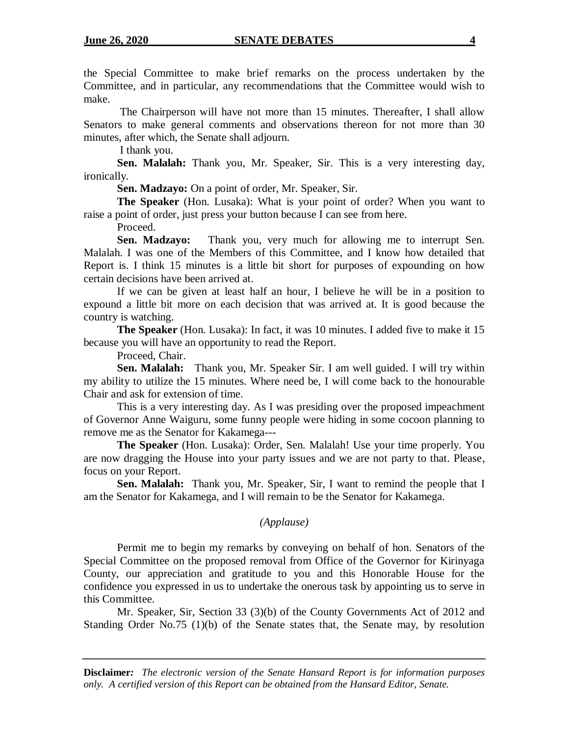the Special Committee to make brief remarks on the process undertaken by the Committee, and in particular, any recommendations that the Committee would wish to make.

The Chairperson will have not more than 15 minutes. Thereafter, I shall allow Senators to make general comments and observations thereon for not more than 30 minutes, after which, the Senate shall adjourn.

I thank you.

**Sen. Malalah:** Thank you, Mr. Speaker, Sir. This is a very interesting day, ironically.

**Sen. Madzayo:** On a point of order, Mr. Speaker, Sir.

**The Speaker** (Hon. Lusaka): What is your point of order? When you want to raise a point of order, just press your button because I can see from here.

Proceed.

**Sen. Madzayo:** Thank you, very much for allowing me to interrupt Sen. Malalah. I was one of the Members of this Committee, and I know how detailed that Report is. I think 15 minutes is a little bit short for purposes of expounding on how certain decisions have been arrived at.

If we can be given at least half an hour, I believe he will be in a position to expound a little bit more on each decision that was arrived at. It is good because the country is watching.

**The Speaker** (Hon. Lusaka): In fact, it was 10 minutes. I added five to make it 15 because you will have an opportunity to read the Report.

Proceed, Chair.

**Sen. Malalah:** Thank you, Mr. Speaker Sir. I am well guided. I will try within my ability to utilize the 15 minutes. Where need be, I will come back to the honourable Chair and ask for extension of time.

This is a very interesting day. As I was presiding over the proposed impeachment of Governor Anne Waiguru, some funny people were hiding in some cocoon planning to remove me as the Senator for Kakamega---

**The Speaker** (Hon. Lusaka): Order, Sen. Malalah! Use your time properly. You are now dragging the House into your party issues and we are not party to that. Please, focus on your Report.

**Sen. Malalah:** Thank you, Mr. Speaker, Sir, I want to remind the people that I am the Senator for Kakamega, and I will remain to be the Senator for Kakamega.

*(Applause)*

Permit me to begin my remarks by conveying on behalf of hon. Senators of the Special Committee on the proposed removal from Office of the Governor for Kirinyaga County, our appreciation and gratitude to you and this Honorable House for the confidence you expressed in us to undertake the onerous task by appointing us to serve in this Committee.

Mr. Speaker, Sir, Section 33 (3)(b) of the County Governments Act of 2012 and Standing Order No.75 (1)(b) of the Senate states that, the Senate may, by resolution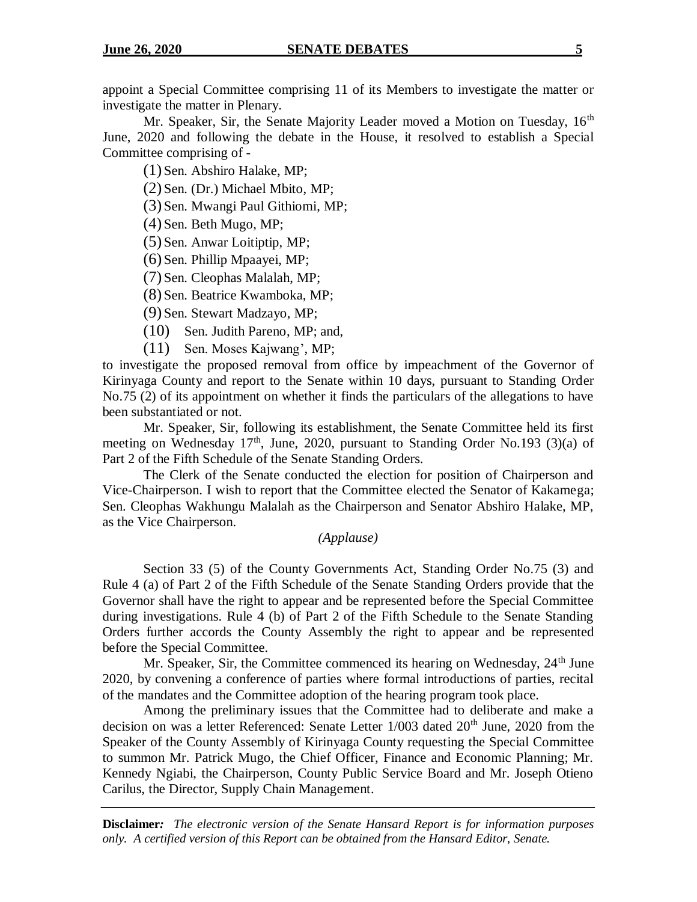appoint a Special Committee comprising 11 of its Members to investigate the matter or investigate the matter in Plenary.

Mr. Speaker, Sir, the Senate Majority Leader moved a Motion on Tuesday, 16th June, 2020 and following the debate in the House, it resolved to establish a Special Committee comprising of -

(1) Sen. Abshiro Halake, MP;

(2) Sen. (Dr.) Michael Mbito, MP;

(3) Sen. Mwangi Paul Githiomi, MP;

(4) Sen. Beth Mugo, MP;

(5) Sen. Anwar Loitiptip, MP;

(6) Sen. Phillip Mpaayei, MP;

(7) Sen. Cleophas Malalah, MP;

(8) Sen. Beatrice Kwamboka, MP;

(9) Sen. Stewart Madzayo, MP;

(10) Sen. Judith Pareno, MP; and,

(11) Sen. Moses Kajwang', MP;

to investigate the proposed removal from office by impeachment of the Governor of Kirinyaga County and report to the Senate within 10 days, pursuant to Standing Order No.75 (2) of its appointment on whether it finds the particulars of the allegations to have been substantiated or not.

Mr. Speaker, Sir, following its establishment, the Senate Committee held its first meeting on Wednesday 17th, June, 2020, pursuant to Standing Order No.193 (3)(a) of Part 2 of the Fifth Schedule of the Senate Standing Orders.

The Clerk of the Senate conducted the election for position of Chairperson and Vice-Chairperson. I wish to report that the Committee elected the Senator of Kakamega; Sen. Cleophas Wakhungu Malalah as the Chairperson and Senator Abshiro Halake, MP, as the Vice Chairperson.

*(Applause)*

Section 33 (5) of the County Governments Act, Standing Order No.75 (3) and Rule 4 (a) of Part 2 of the Fifth Schedule of the Senate Standing Orders provide that the Governor shall have the right to appear and be represented before the Special Committee during investigations. Rule 4 (b) of Part 2 of the Fifth Schedule to the Senate Standing Orders further accords the County Assembly the right to appear and be represented before the Special Committee.

Mr. Speaker, Sir, the Committee commenced its hearing on Wednesday, 24th June 2020, by convening a conference of parties where formal introductions of parties, recital of the mandates and the Committee adoption of the hearing program took place.

Among the preliminary issues that the Committee had to deliberate and make a decision on was a letter Referenced: Senate Letter 1/003 dated 20th June, 2020 from the Speaker of the County Assembly of Kirinyaga County requesting the Special Committee to summon Mr. Patrick Mugo, the Chief Officer, Finance and Economic Planning; Mr. Kennedy Ngiabi, the Chairperson, County Public Service Board and Mr. Joseph Otieno Carilus, the Director, Supply Chain Management.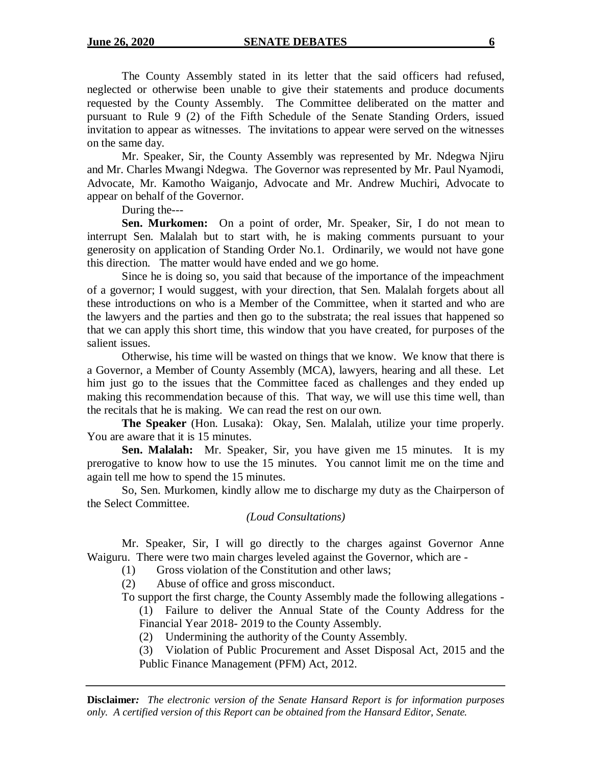The County Assembly stated in its letter that the said officers had refused, neglected or otherwise been unable to give their statements and produce documents requested by the County Assembly. The Committee deliberated on the matter and pursuant to Rule 9 (2) of the Fifth Schedule of the Senate Standing Orders, issued invitation to appear as witnesses. The invitations to appear were served on the witnesses on the same day.

Mr. Speaker, Sir, the County Assembly was represented by Mr. Ndegwa Njiru and Mr. Charles Mwangi Ndegwa. The Governor was represented by Mr. Paul Nyamodi, Advocate, Mr. Kamotho Waiganjo, Advocate and Mr. Andrew Muchiri, Advocate to appear on behalf of the Governor.

During the---

**Sen. Murkomen:** On a point of order, Mr. Speaker, Sir, I do not mean to interrupt Sen. Malalah but to start with, he is making comments pursuant to your generosity on application of Standing Order No.1. Ordinarily, we would not have gone this direction. The matter would have ended and we go home.

Since he is doing so, you said that because of the importance of the impeachment of a governor; I would suggest, with your direction, that Sen. Malalah forgets about all these introductions on who is a Member of the Committee, when it started and who are the lawyers and the parties and then go to the substrata; the real issues that happened so that we can apply this short time, this window that you have created, for purposes of the salient issues.

Otherwise, his time will be wasted on things that we know. We know that there is a Governor, a Member of County Assembly (MCA), lawyers, hearing and all these. Let him just go to the issues that the Committee faced as challenges and they ended up making this recommendation because of this. That way, we will use this time well, than the recitals that he is making. We can read the rest on our own.

**The Speaker** (Hon. Lusaka): Okay, Sen. Malalah, utilize your time properly. You are aware that it is 15 minutes.

**Sen. Malalah:** Mr. Speaker, Sir, you have given me 15 minutes. It is my prerogative to know how to use the 15 minutes. You cannot limit me on the time and again tell me how to spend the 15 minutes.

So, Sen. Murkomen, kindly allow me to discharge my duty as the Chairperson of the Select Committee.

*(Loud Consultations)*

Mr. Speaker, Sir, I will go directly to the charges against Governor Anne Waiguru. There were two main charges leveled against the Governor, which are -

(1) Gross violation of the Constitution and other laws;

(2) Abuse of office and gross misconduct.

To support the first charge, the County Assembly made the following allegations -

(1) Failure to deliver the Annual State of the County Address for the Financial Year 2018- 2019 to the County Assembly.

(2) Undermining the authority of the County Assembly.

(3) Violation of Public Procurement and Asset Disposal Act, 2015 and the Public Finance Management (PFM) Act, 2012.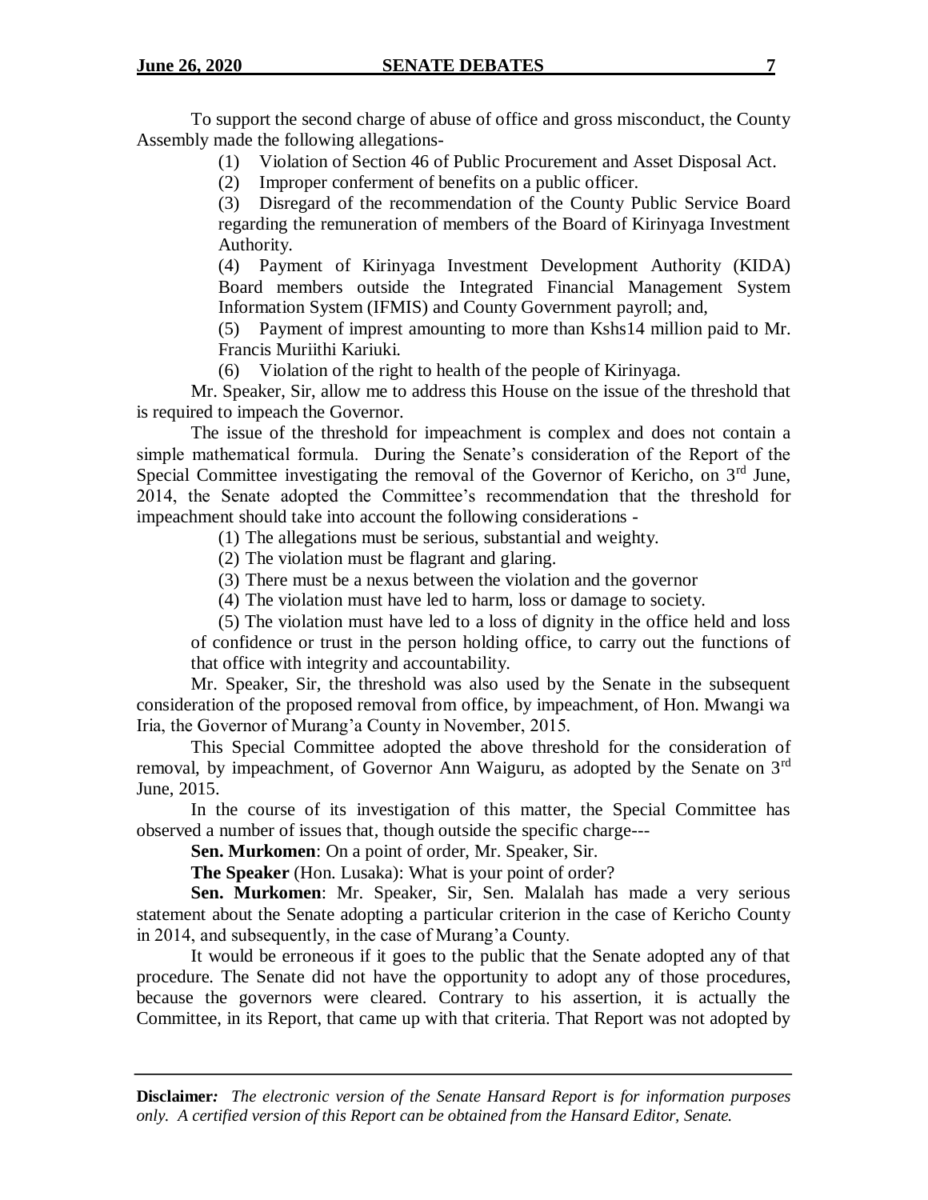To support the second charge of abuse of office and gross misconduct, the County Assembly made the following allegations-

(1) Violation of Section 46 of Public Procurement and Asset Disposal Act.

(2) Improper conferment of benefits on a public officer.

(3) Disregard of the recommendation of the County Public Service Board regarding the remuneration of members of the Board of Kirinyaga Investment Authority.

(4) Payment of Kirinyaga Investment Development Authority (KIDA) Board members outside the Integrated Financial Management System Information System (IFMIS) and County Government payroll; and,

(5) Payment of imprest amounting to more than Kshs14 million paid to Mr. Francis Muriithi Kariuki.

(6) Violation of the right to health of the people of Kirinyaga.

Mr. Speaker, Sir, allow me to address this House on the issue of the threshold that is required to impeach the Governor.

The issue of the threshold for impeachment is complex and does not contain a simple mathematical formula. During the Senate's consideration of the Report of the Special Committee investigating the removal of the Governor of Kericho, on 3rd June, 2014, the Senate adopted the Committee's recommendation that the threshold for impeachment should take into account the following considerations -

(1) The allegations must be serious, substantial and weighty.

(2) The violation must be flagrant and glaring.

(3) There must be a nexus between the violation and the governor

(4) The violation must have led to harm, loss or damage to society.

(5) The violation must have led to a loss of dignity in the office held and loss of confidence or trust in the person holding office, to carry out the functions of that office with integrity and accountability.

Mr. Speaker, Sir, the threshold was also used by the Senate in the subsequent consideration of the proposed removal from office, by impeachment, of Hon. Mwangi wa Iria, the Governor of Murang'a County in November, 2015.

This Special Committee adopted the above threshold for the consideration of removal, by impeachment, of Governor Ann Waiguru, as adopted by the Senate on 3rd June, 2015.

In the course of its investigation of this matter, the Special Committee has observed a number of issues that, though outside the specific charge---

**Sen. Murkomen**: On a point of order, Mr. Speaker, Sir.

**The Speaker** (Hon. Lusaka): What is your point of order?

**Sen. Murkomen**: Mr. Speaker, Sir, Sen. Malalah has made a very serious statement about the Senate adopting a particular criterion in the case of Kericho County in 2014, and subsequently, in the case of Murang'a County.

It would be erroneous if it goes to the public that the Senate adopted any of that procedure. The Senate did not have the opportunity to adopt any of those procedures, because the governors were cleared. Contrary to his assertion, it is actually the Committee, in its Report, that came up with that criteria. That Report was not adopted by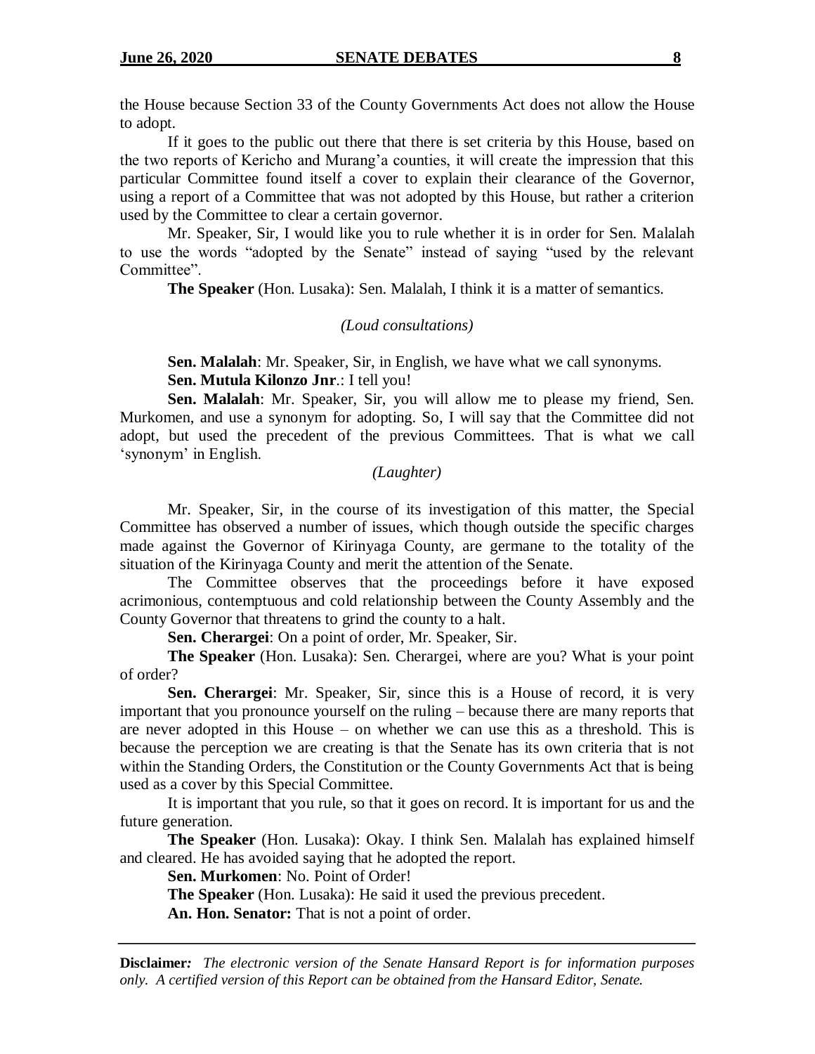the House because Section 33 of the County Governments Act does not allow the House to adopt.

If it goes to the public out there that there is set criteria by this House, based on the two reports of Kericho and Murang'a counties, it will create the impression that this particular Committee found itself a cover to explain their clearance of the Governor, using a report of a Committee that was not adopted by this House, but rather a criterion used by the Committee to clear a certain governor.

Mr. Speaker, Sir, I would like you to rule whether it is in order for Sen. Malalah to use the words "adopted by the Senate" instead of saying "used by the relevant Committee".

**The Speaker** (Hon. Lusaka): Sen. Malalah, I think it is a matter of semantics.

*(Loud consultations)*

**Sen. Malalah**: Mr. Speaker, Sir, in English, we have what we call synonyms.

**Sen. Mutula Kilonzo Jnr**.: I tell you!

**Sen. Malalah**: Mr. Speaker, Sir, you will allow me to please my friend, Sen. Murkomen, and use a synonym for adopting. So, I will say that the Committee did not adopt, but used the precedent of the previous Committees. That is what we call 'synonym' in English.

*(Laughter)*

Mr. Speaker, Sir, in the course of its investigation of this matter, the Special Committee has observed a number of issues, which though outside the specific charges made against the Governor of Kirinyaga County, are germane to the totality of the situation of the Kirinyaga County and merit the attention of the Senate.

The Committee observes that the proceedings before it have exposed acrimonious, contemptuous and cold relationship between the County Assembly and the County Governor that threatens to grind the county to a halt.

**Sen. Cherargei**: On a point of order, Mr. Speaker, Sir.

**The Speaker** (Hon. Lusaka): Sen. Cherargei, where are you? What is your point of order?

**Sen. Cherargei**: Mr. Speaker, Sir, since this is a House of record, it is very important that you pronounce yourself on the ruling – because there are many reports that are never adopted in this House – on whether we can use this as a threshold. This is because the perception we are creating is that the Senate has its own criteria that is not within the Standing Orders, the Constitution or the County Governments Act that is being used as a cover by this Special Committee.

It is important that you rule, so that it goes on record. It is important for us and the future generation.

**The Speaker** (Hon. Lusaka): Okay. I think Sen. Malalah has explained himself and cleared. He has avoided saying that he adopted the report.

**Sen. Murkomen**: No. Point of Order!

**The Speaker** (Hon. Lusaka): He said it used the previous precedent.

**An. Hon. Senator:** That is not a point of order.

**Disclaimer***:* *The electronic version of the Senate Hansard Report is for information purposes only. A certified version of this Report can be obtained from the Hansard Editor, Senate.*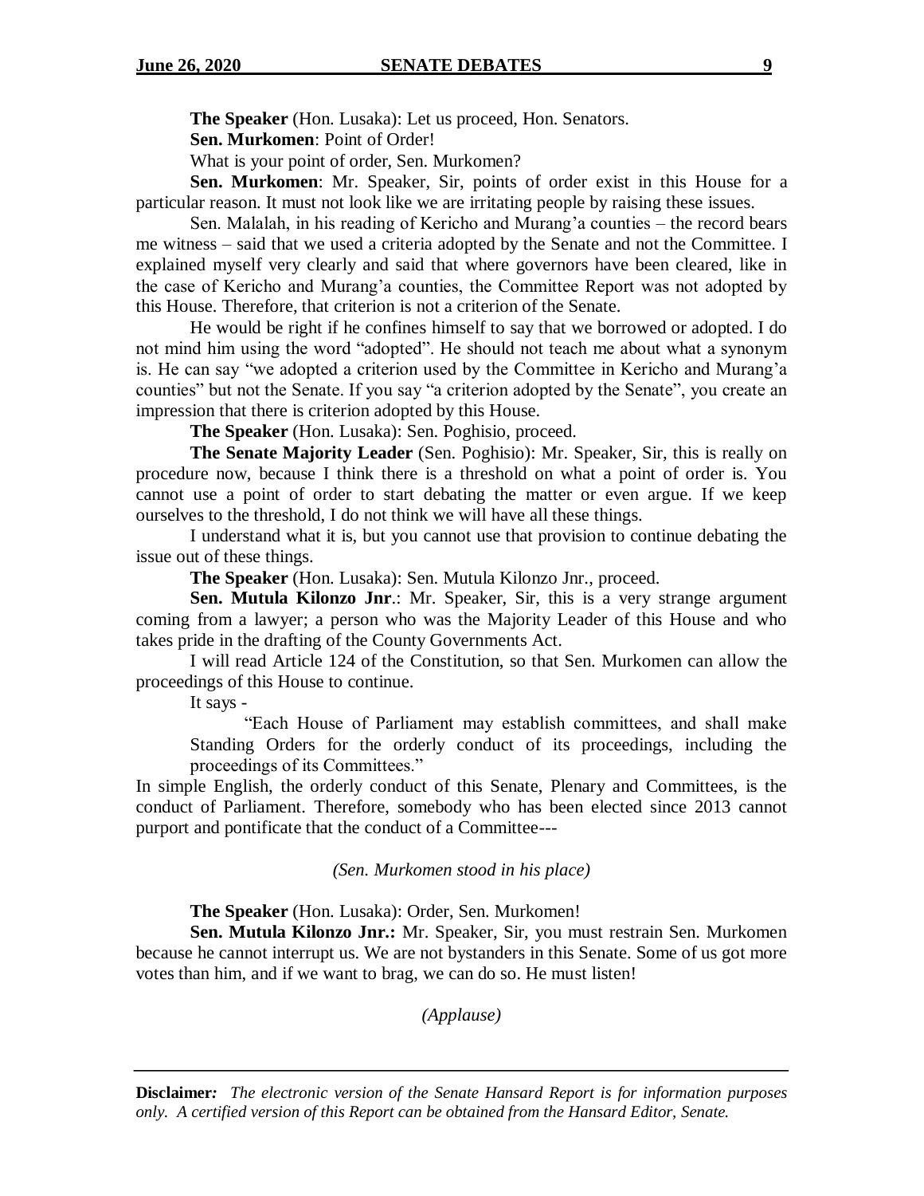**The Speaker** (Hon. Lusaka): Let us proceed, Hon. Senators.

**Sen. Murkomen**: Point of Order!

What is your point of order, Sen. Murkomen?

**Sen. Murkomen**: Mr. Speaker, Sir, points of order exist in this House for a particular reason. It must not look like we are irritating people by raising these issues.

Sen. Malalah, in his reading of Kericho and Murang'a counties – the record bears me witness – said that we used a criteria adopted by the Senate and not the Committee. I explained myself very clearly and said that where governors have been cleared, like in the case of Kericho and Murang'a counties, the Committee Report was not adopted by this House. Therefore, that criterion is not a criterion of the Senate.

He would be right if he confines himself to say that we borrowed or adopted. I do not mind him using the word "adopted". He should not teach me about what a synonym is. He can say "we adopted a criterion used by the Committee in Kericho and Murang'a counties" but not the Senate. If you say "a criterion adopted by the Senate", you create an impression that there is criterion adopted by this House.

**The Speaker** (Hon. Lusaka): Sen. Poghisio, proceed.

**The Senate Majority Leader** (Sen. Poghisio): Mr. Speaker, Sir, this is really on procedure now, because I think there is a threshold on what a point of order is. You cannot use a point of order to start debating the matter or even argue. If we keep ourselves to the threshold, I do not think we will have all these things.

I understand what it is, but you cannot use that provision to continue debating the issue out of these things.

**The Speaker** (Hon. Lusaka): Sen. Mutula Kilonzo Jnr., proceed.

**Sen. Mutula Kilonzo Jnr**.: Mr. Speaker, Sir, this is a very strange argument coming from a lawyer; a person who was the Majority Leader of this House and who takes pride in the drafting of the County Governments Act.

I will read Article 124 of the Constitution, so that Sen. Murkomen can allow the proceedings of this House to continue.

It says -

> "Each House of Parliament may establish committees, and shall make Standing Orders for the orderly conduct of its proceedings, including the proceedings of its Committees."

In simple English, the orderly conduct of this Senate, Plenary and Committees, is the conduct of Parliament. Therefore, somebody who has been elected since 2013 cannot purport and pontificate that the conduct of a Committee---

*(Sen. Murkomen stood in his place)*

**The Speaker** (Hon. Lusaka): Order, Sen. Murkomen!

**Sen. Mutula Kilonzo Jnr.:** Mr. Speaker, Sir, you must restrain Sen. Murkomen because he cannot interrupt us. We are not bystanders in this Senate. Some of us got more votes than him, and if we want to brag, we can do so. He must listen!

*(Applause)*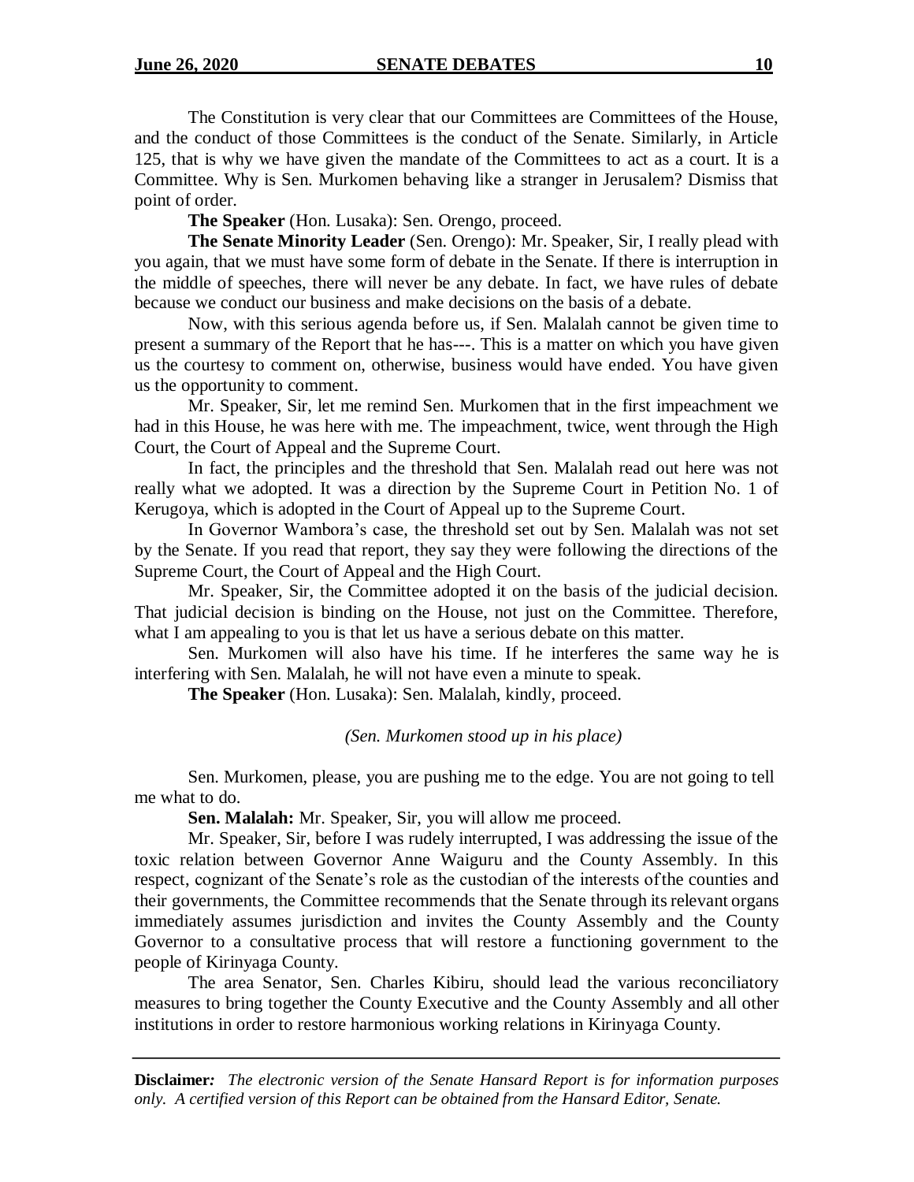The Constitution is very clear that our Committees are Committees of the House, and the conduct of those Committees is the conduct of the Senate. Similarly, in Article 125, that is why we have given the mandate of the Committees to act as a court. It is a Committee. Why is Sen. Murkomen behaving like a stranger in Jerusalem? Dismiss that point of order.

**The Speaker** (Hon. Lusaka): Sen. Orengo, proceed.

**The Senate Minority Leader** (Sen. Orengo): Mr. Speaker, Sir, I really plead with you again, that we must have some form of debate in the Senate. If there is interruption in the middle of speeches, there will never be any debate. In fact, we have rules of debate because we conduct our business and make decisions on the basis of a debate.

Now, with this serious agenda before us, if Sen. Malalah cannot be given time to present a summary of the Report that he has---. This is a matter on which you have given us the courtesy to comment on, otherwise, business would have ended. You have given us the opportunity to comment.

Mr. Speaker, Sir, let me remind Sen. Murkomen that in the first impeachment we had in this House, he was here with me. The impeachment, twice, went through the High Court, the Court of Appeal and the Supreme Court.

In fact, the principles and the threshold that Sen. Malalah read out here was not really what we adopted. It was a direction by the Supreme Court in Petition No. 1 of Kerugoya, which is adopted in the Court of Appeal up to the Supreme Court.

In Governor Wambora's case, the threshold set out by Sen. Malalah was not set by the Senate. If you read that report, they say they were following the directions of the Supreme Court, the Court of Appeal and the High Court.

Mr. Speaker, Sir, the Committee adopted it on the basis of the judicial decision. That judicial decision is binding on the House, not just on the Committee. Therefore, what I am appealing to you is that let us have a serious debate on this matter.

Sen. Murkomen will also have his time. If he interferes the same way he is interfering with Sen. Malalah, he will not have even a minute to speak.

**The Speaker** (Hon. Lusaka): Sen. Malalah, kindly, proceed.

*(Sen. Murkomen stood up in his place)*

Sen. Murkomen, please, you are pushing me to the edge. You are not going to tell me what to do.

**Sen. Malalah:** Mr. Speaker, Sir, you will allow me proceed.

Mr. Speaker, Sir, before I was rudely interrupted, I was addressing the issue of the toxic relation between Governor Anne Waiguru and the County Assembly. In this respect, cognizant of the Senate's role as the custodian of the interests of the counties and their governments, the Committee recommends that the Senate through its relevant organs immediately assumes jurisdiction and invites the County Assembly and the County Governor to a consultative process that will restore a functioning government to the people of Kirinyaga County.

The area Senator, Sen. Charles Kibiru, should lead the various reconciliatory measures to bring together the County Executive and the County Assembly and all other institutions in order to restore harmonious working relations in Kirinyaga County.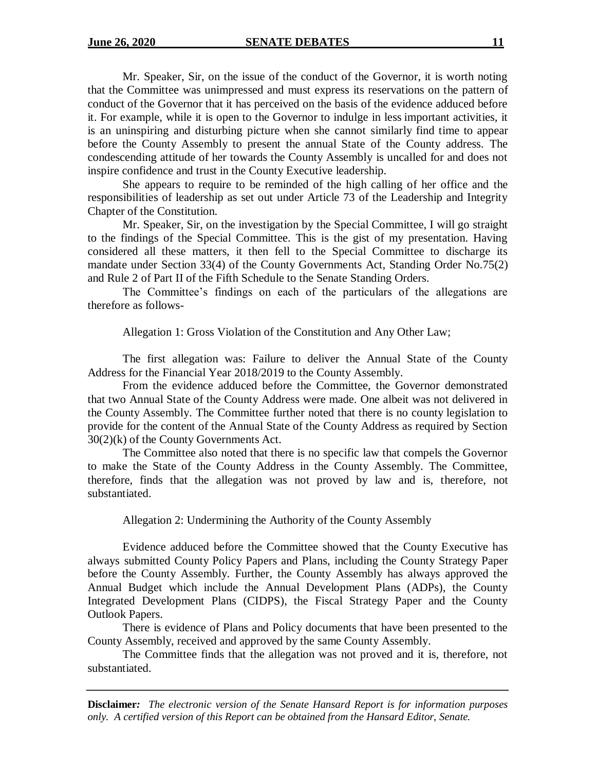Mr. Speaker, Sir, on the issue of the conduct of the Governor, it is worth noting that the Committee was unimpressed and must express its reservations on the pattern of conduct of the Governor that it has perceived on the basis of the evidence adduced before it. For example, while it is open to the Governor to indulge in less important activities, it is an uninspiring and disturbing picture when she cannot similarly find time to appear before the County Assembly to present the annual State of the County address. The condescending attitude of her towards the County Assembly is uncalled for and does not inspire confidence and trust in the County Executive leadership.

She appears to require to be reminded of the high calling of her office and the responsibilities of leadership as set out under Article 73 of the Leadership and Integrity Chapter of the Constitution.

Mr. Speaker, Sir, on the investigation by the Special Committee, I will go straight to the findings of the Special Committee. This is the gist of my presentation. Having considered all these matters, it then fell to the Special Committee to discharge its mandate under Section 33(4) of the County Governments Act, Standing Order No.75(2) and Rule 2 of Part II of the Fifth Schedule to the Senate Standing Orders.

The Committee's findings on each of the particulars of the allegations are therefore as follows-

Allegation 1: Gross Violation of the Constitution and Any Other Law;

The first allegation was: Failure to deliver the Annual State of the County Address for the Financial Year 2018/2019 to the County Assembly.

From the evidence adduced before the Committee, the Governor demonstrated that two Annual State of the County Address were made. One albeit was not delivered in the County Assembly. The Committee further noted that there is no county legislation to provide for the content of the Annual State of the County Address as required by Section 30(2)(k) of the County Governments Act.

The Committee also noted that there is no specific law that compels the Governor to make the State of the County Address in the County Assembly. The Committee, therefore, finds that the allegation was not proved by law and is, therefore, not substantiated.

Allegation 2: Undermining the Authority of the County Assembly

Evidence adduced before the Committee showed that the County Executive has always submitted County Policy Papers and Plans, including the County Strategy Paper before the County Assembly. Further, the County Assembly has always approved the Annual Budget which include the Annual Development Plans (ADPs), the County Integrated Development Plans (CIDPS), the Fiscal Strategy Paper and the County Outlook Papers.

There is evidence of Plans and Policy documents that have been presented to the County Assembly, received and approved by the same County Assembly.

The Committee finds that the allegation was not proved and it is, therefore, not substantiated.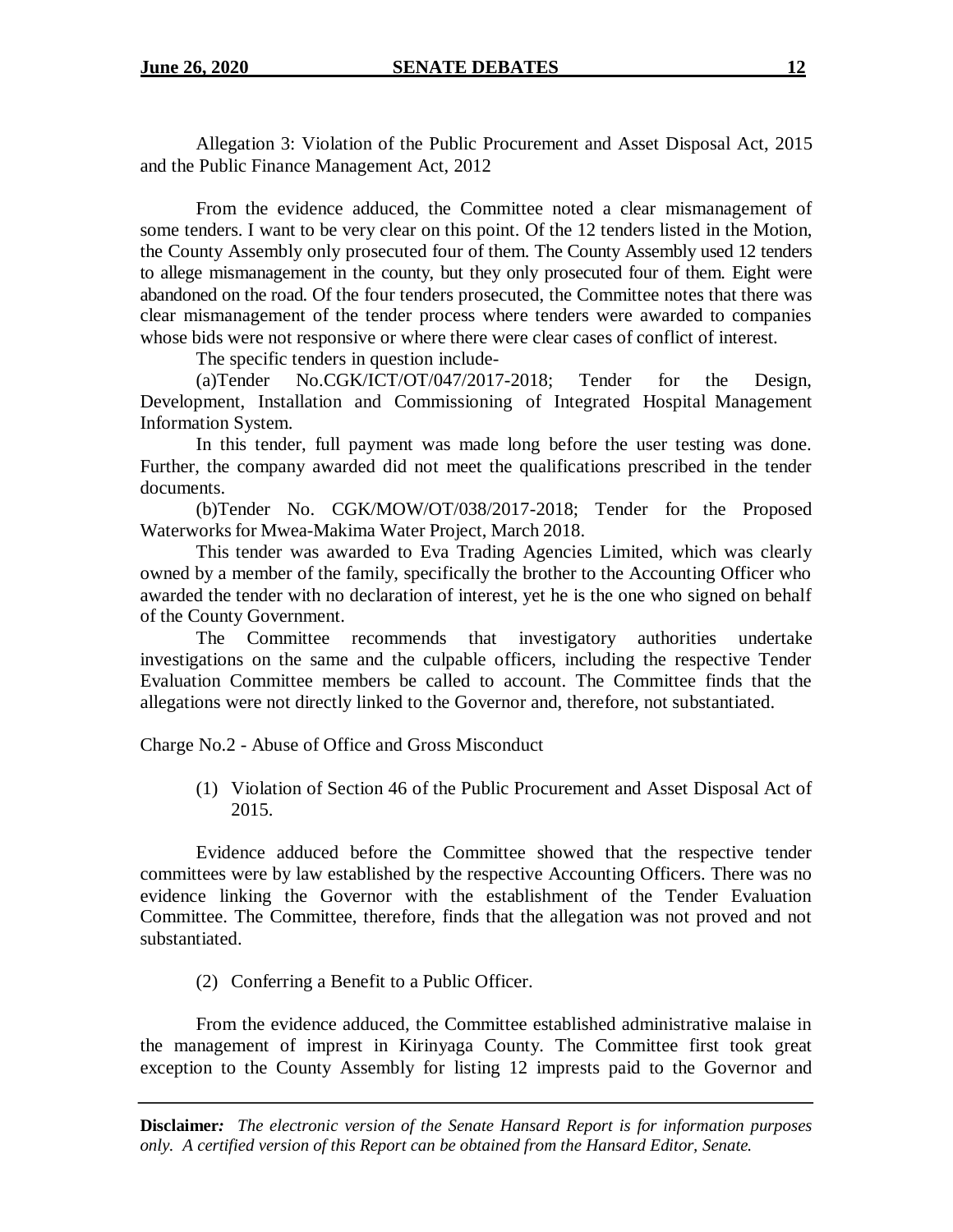Allegation 3: Violation of the Public Procurement and Asset Disposal Act, 2015 and the Public Finance Management Act, 2012

From the evidence adduced, the Committee noted a clear mismanagement of some tenders. I want to be very clear on this point. Of the 12 tenders listed in the Motion, the County Assembly only prosecuted four of them. The County Assembly used 12 tenders to allege mismanagement in the county, but they only prosecuted four of them. Eight were abandoned on the road. Of the four tenders prosecuted, the Committee notes that there was clear mismanagement of the tender process where tenders were awarded to companies whose bids were not responsive or where there were clear cases of conflict of interest.

The specific tenders in question include-

(a)Tender No.CGK/ICT/OT/047/2017-2018; Tender for the Design, Development, Installation and Commissioning of Integrated Hospital Management Information System.

In this tender, full payment was made long before the user testing was done. Further, the company awarded did not meet the qualifications prescribed in the tender documents.

(b)Tender No. CGK/MOW/OT/038/2017-2018; Tender for the Proposed Waterworks for Mwea-Makima Water Project, March 2018.

This tender was awarded to Eva Trading Agencies Limited, which was clearly owned by a member of the family, specifically the brother to the Accounting Officer who awarded the tender with no declaration of interest, yet he is the one who signed on behalf of the County Government.

The Committee recommends that investigatory authorities undertake investigations on the same and the culpable officers, including the respective Tender Evaluation Committee members be called to account. The Committee finds that the allegations were not directly linked to the Governor and, therefore, not substantiated.

Charge No.2 - Abuse of Office and Gross Misconduct

(1) Violation of Section 46 of the Public Procurement and Asset Disposal Act of 2015.

Evidence adduced before the Committee showed that the respective tender committees were by law established by the respective Accounting Officers. There was no evidence linking the Governor with the establishment of the Tender Evaluation Committee. The Committee, therefore, finds that the allegation was not proved and not substantiated.

(2) Conferring a Benefit to a Public Officer.

From the evidence adduced, the Committee established administrative malaise in the management of imprest in Kirinyaga County. The Committee first took great exception to the County Assembly for listing 12 imprests paid to the Governor and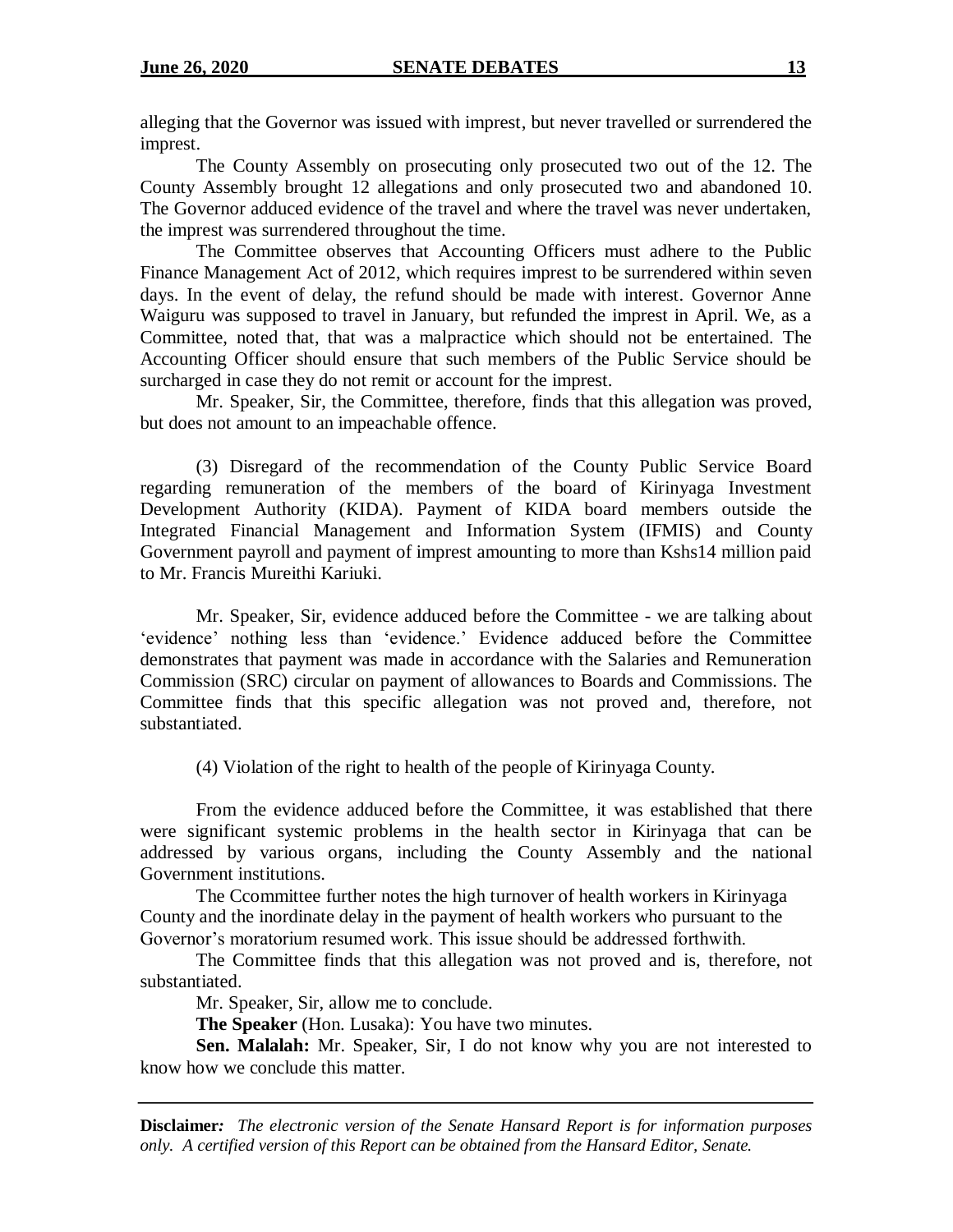alleging that the Governor was issued with imprest, but never travelled or surrendered the imprest.

The County Assembly on prosecuting only prosecuted two out of the 12. The County Assembly brought 12 allegations and only prosecuted two and abandoned 10. The Governor adduced evidence of the travel and where the travel was never undertaken, the imprest was surrendered throughout the time.

The Committee observes that Accounting Officers must adhere to the Public Finance Management Act of 2012, which requires imprest to be surrendered within seven days. In the event of delay, the refund should be made with interest. Governor Anne Waiguru was supposed to travel in January, but refunded the imprest in April. We, as a Committee, noted that, that was a malpractice which should not be entertained. The Accounting Officer should ensure that such members of the Public Service should be surcharged in case they do not remit or account for the imprest.

Mr. Speaker, Sir, the Committee, therefore, finds that this allegation was proved, but does not amount to an impeachable offence.

(3) Disregard of the recommendation of the County Public Service Board regarding remuneration of the members of the board of Kirinyaga Investment Development Authority (KIDA). Payment of KIDA board members outside the Integrated Financial Management and Information System (IFMIS) and County Government payroll and payment of imprest amounting to more than Kshs14 million paid to Mr. Francis Mureithi Kariuki.

Mr. Speaker, Sir, evidence adduced before the Committee - we are talking about 'evidence' nothing less than 'evidence.' Evidence adduced before the Committee demonstrates that payment was made in accordance with the Salaries and Remuneration Commission (SRC) circular on payment of allowances to Boards and Commissions. The Committee finds that this specific allegation was not proved and, therefore, not substantiated.

(4) Violation of the right to health of the people of Kirinyaga County.

From the evidence adduced before the Committee, it was established that there were significant systemic problems in the health sector in Kirinyaga that can be addressed by various organs, including the County Assembly and the national Government institutions.

The Ccommittee further notes the high turnover of health workers in Kirinyaga County and the inordinate delay in the payment of health workers who pursuant to the Governor's moratorium resumed work. This issue should be addressed forthwith.

The Committee finds that this allegation was not proved and is, therefore, not substantiated.

Mr. Speaker, Sir, allow me to conclude.

**The Speaker** (Hon. Lusaka): You have two minutes.

**Sen. Malalah:** Mr. Speaker, Sir, I do not know why you are not interested to know how we conclude this matter.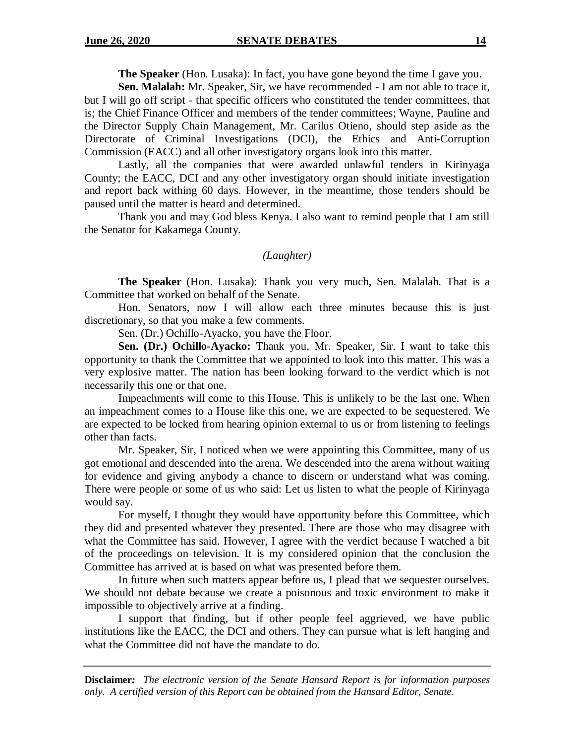**The Speaker** (Hon. Lusaka): In fact, you have gone beyond the time I gave you.

**Sen. Malalah:** Mr. Speaker, Sir, we have recommended - I am not able to trace it, but I will go off script - that specific officers who constituted the tender committees, that is; the Chief Finance Officer and members of the tender committees; Wayne, Pauline and the Director Supply Chain Management, Mr. Carilus Otieno, should step aside as the Directorate of Criminal Investigations (DCI), the Ethics and Anti-Corruption Commission (EACC) and all other investigatory organs look into this matter.

Lastly, all the companies that were awarded unlawful tenders in Kirinyaga County; the EACC, DCI and any other investigatory organ should initiate investigation and report back withing 60 days. However, in the meantime, those tenders should be paused until the matter is heard and determined.

Thank you and may God bless Kenya. I also want to remind people that I am still the Senator for Kakamega County.

*(Laughter)*

**The Speaker** (Hon. Lusaka): Thank you very much, Sen. Malalah. That is a Committee that worked on behalf of the Senate.

Hon. Senators, now I will allow each three minutes because this is just discretionary, so that you make a few comments.

Sen. (Dr.) Ochillo-Ayacko, you have the Floor.

**Sen. (Dr.) Ochillo-Ayacko:** Thank you, Mr. Speaker, Sir. I want to take this opportunity to thank the Committee that we appointed to look into this matter. This was a very explosive matter. The nation has been looking forward to the verdict which is not necessarily this one or that one.

Impeachments will come to this House. This is unlikely to be the last one. When an impeachment comes to a House like this one, we are expected to be sequestered. We are expected to be locked from hearing opinion external to us or from listening to feelings other than facts.

Mr. Speaker, Sir, I noticed when we were appointing this Committee, many of us got emotional and descended into the arena. We descended into the arena without waiting for evidence and giving anybody a chance to discern or understand what was coming. There were people or some of us who said: Let us listen to what the people of Kirinyaga would say.

For myself, I thought they would have opportunity before this Committee, which they did and presented whatever they presented. There are those who may disagree with what the Committee has said. However, I agree with the verdict because I watched a bit of the proceedings on television. It is my considered opinion that the conclusion the Committee has arrived at is based on what was presented before them.

In future when such matters appear before us, I plead that we sequester ourselves. We should not debate because we create a poisonous and toxic environment to make it impossible to objectively arrive at a finding.

I support that finding, but if other people feel aggrieved, we have public institutions like the EACC, the DCI and others. They can pursue what is left hanging and what the Committee did not have the mandate to do.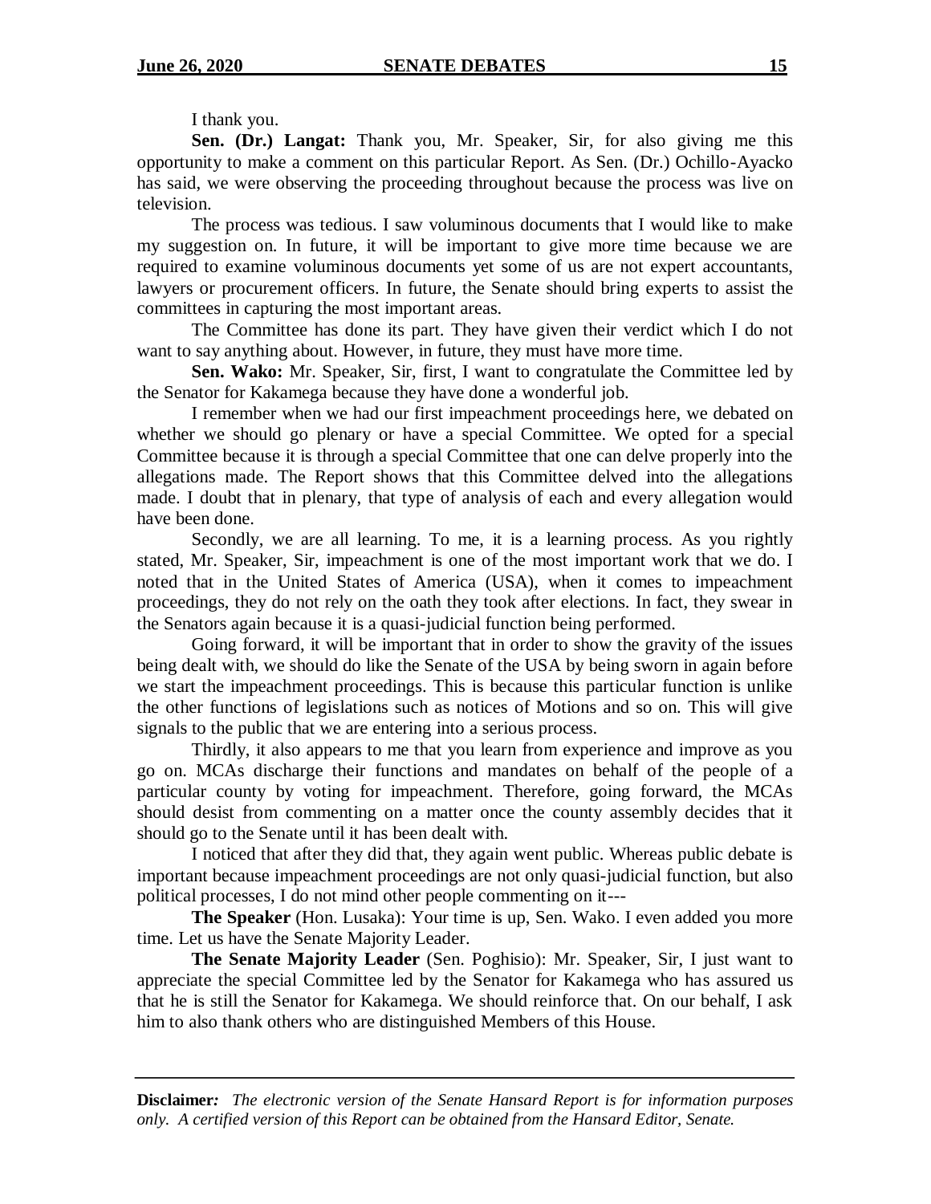I thank you.

**Sen. (Dr.) Langat:** Thank you, Mr. Speaker, Sir, for also giving me this opportunity to make a comment on this particular Report. As Sen. (Dr.) Ochillo-Ayacko has said, we were observing the proceeding throughout because the process was live on television.

The process was tedious. I saw voluminous documents that I would like to make my suggestion on. In future, it will be important to give more time because we are required to examine voluminous documents yet some of us are not expert accountants, lawyers or procurement officers. In future, the Senate should bring experts to assist the committees in capturing the most important areas.

The Committee has done its part. They have given their verdict which I do not want to say anything about. However, in future, they must have more time.

**Sen. Wako:** Mr. Speaker, Sir, first, I want to congratulate the Committee led by the Senator for Kakamega because they have done a wonderful job.

I remember when we had our first impeachment proceedings here, we debated on whether we should go plenary or have a special Committee. We opted for a special Committee because it is through a special Committee that one can delve properly into the allegations made. The Report shows that this Committee delved into the allegations made. I doubt that in plenary, that type of analysis of each and every allegation would have been done.

Secondly, we are all learning. To me, it is a learning process. As you rightly stated, Mr. Speaker, Sir, impeachment is one of the most important work that we do. I noted that in the United States of America (USA), when it comes to impeachment proceedings, they do not rely on the oath they took after elections. In fact, they swear in the Senators again because it is a quasi-judicial function being performed.

Going forward, it will be important that in order to show the gravity of the issues being dealt with, we should do like the Senate of the USA by being sworn in again before we start the impeachment proceedings. This is because this particular function is unlike the other functions of legislations such as notices of Motions and so on. This will give signals to the public that we are entering into a serious process.

Thirdly, it also appears to me that you learn from experience and improve as you go on. MCAs discharge their functions and mandates on behalf of the people of a particular county by voting for impeachment. Therefore, going forward, the MCAs should desist from commenting on a matter once the county assembly decides that it should go to the Senate until it has been dealt with.

I noticed that after they did that, they again went public. Whereas public debate is important because impeachment proceedings are not only quasi-judicial function, but also political processes, I do not mind other people commenting on it---

**The Speaker** (Hon. Lusaka): Your time is up, Sen. Wako. I even added you more time. Let us have the Senate Majority Leader.

**The Senate Majority Leader** (Sen. Poghisio): Mr. Speaker, Sir, I just want to appreciate the special Committee led by the Senator for Kakamega who has assured us that he is still the Senator for Kakamega. We should reinforce that. On our behalf, I ask him to also thank others who are distinguished Members of this House.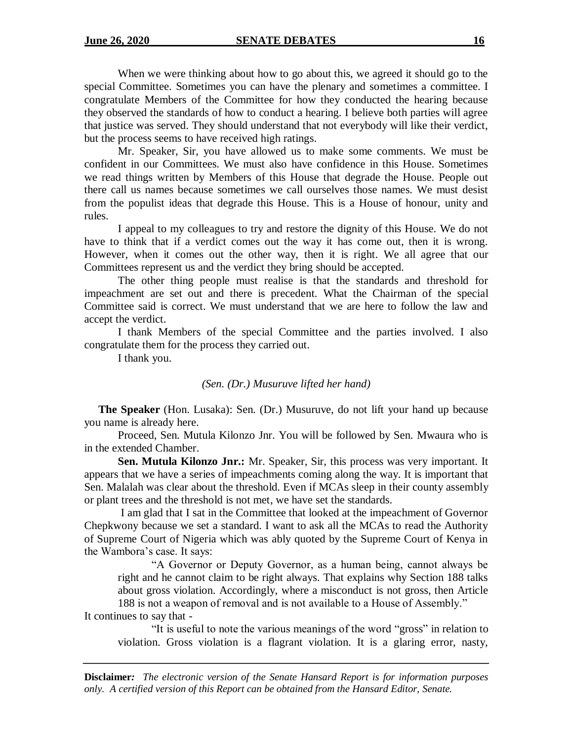When we were thinking about how to go about this, we agreed it should go to the special Committee. Sometimes you can have the plenary and sometimes a committee. I congratulate Members of the Committee for how they conducted the hearing because they observed the standards of how to conduct a hearing. I believe both parties will agree that justice was served. They should understand that not everybody will like their verdict, but the process seems to have received high ratings.

Mr. Speaker, Sir, you have allowed us to make some comments. We must be confident in our Committees. We must also have confidence in this House. Sometimes we read things written by Members of this House that degrade the House. People out there call us names because sometimes we call ourselves those names. We must desist from the populist ideas that degrade this House. This is a House of honour, unity and rules.

I appeal to my colleagues to try and restore the dignity of this House. We do not have to think that if a verdict comes out the way it has come out, then it is wrong. However, when it comes out the other way, then it is right. We all agree that our Committees represent us and the verdict they bring should be accepted.

The other thing people must realise is that the standards and threshold for impeachment are set out and there is precedent. What the Chairman of the special Committee said is correct. We must understand that we are here to follow the law and accept the verdict.

I thank Members of the special Committee and the parties involved. I also congratulate them for the process they carried out.

I thank you.

*(Sen. (Dr.) Musuruve lifted her hand)*

**The Speaker** (Hon. Lusaka): Sen. (Dr.) Musuruve, do not lift your hand up because you name is already here.

Proceed, Sen. Mutula Kilonzo Jnr. You will be followed by Sen. Mwaura who is in the extended Chamber.

**Sen. Mutula Kilonzo Jnr.:** Mr. Speaker, Sir, this process was very important. It appears that we have a series of impeachments coming along the way. It is important that Sen. Malalah was clear about the threshold. Even if MCAs sleep in their county assembly or plant trees and the threshold is not met, we have set the standards.

I am glad that I sat in the Committee that looked at the impeachment of Governor Chepkwony because we set a standard. I want to ask all the MCAs to read the Authority of Supreme Court of Nigeria which was ably quoted by the Supreme Court of Kenya in the Wambora's case. It says:

> "A Governor or Deputy Governor, as a human being, cannot always be right and he cannot claim to be right always. That explains why Section 188 talks about gross violation. Accordingly, where a misconduct is not gross, then Article 188 is not a weapon of removal and is not available to a House of Assembly."

It continues to say that -

> "It is useful to note the various meanings of the word "gross" in relation to violation. Gross violation is a flagrant violation. It is a glaring error, nasty,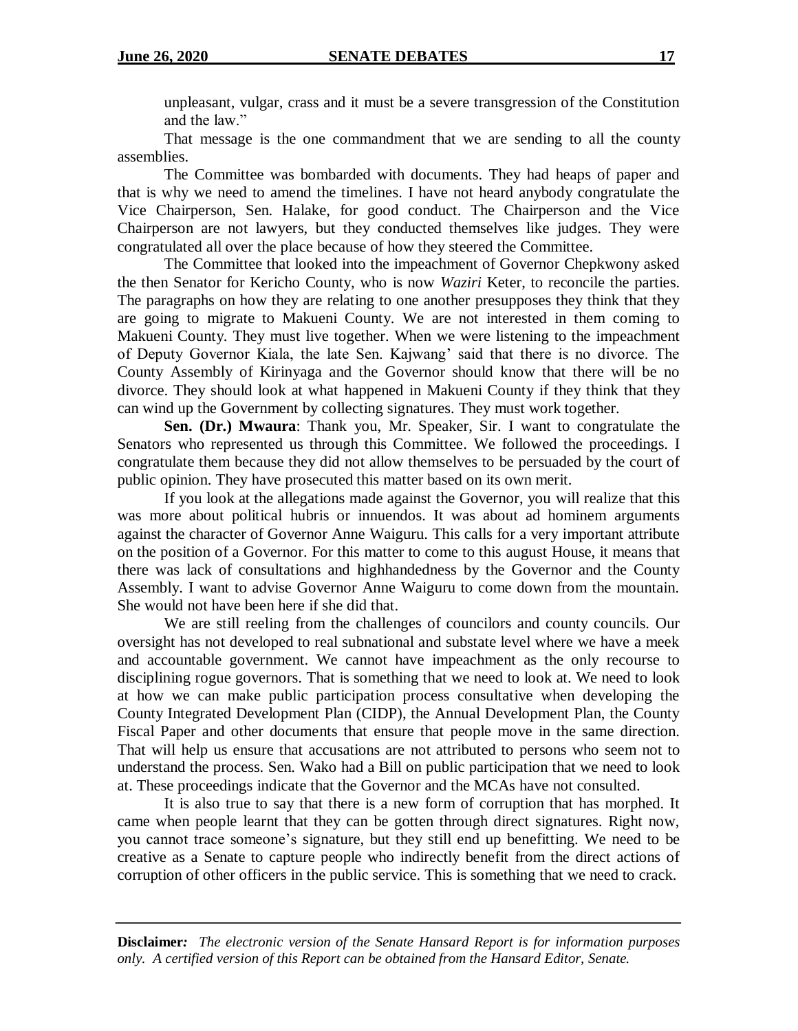unpleasant, vulgar, crass and it must be a severe transgression of the Constitution and the law."

That message is the one commandment that we are sending to all the county assemblies.

The Committee was bombarded with documents. They had heaps of paper and that is why we need to amend the timelines. I have not heard anybody congratulate the Vice Chairperson, Sen. Halake, for good conduct. The Chairperson and the Vice Chairperson are not lawyers, but they conducted themselves like judges. They were congratulated all over the place because of how they steered the Committee.

The Committee that looked into the impeachment of Governor Chepkwony asked the then Senator for Kericho County, who is now *Waziri* Keter, to reconcile the parties. The paragraphs on how they are relating to one another presupposes they think that they are going to migrate to Makueni County. We are not interested in them coming to Makueni County. They must live together. When we were listening to the impeachment of Deputy Governor Kiala, the late Sen. Kajwang' said that there is no divorce. The County Assembly of Kirinyaga and the Governor should know that there will be no divorce. They should look at what happened in Makueni County if they think that they can wind up the Government by collecting signatures. They must work together.

**Sen. (Dr.) Mwaura**: Thank you, Mr. Speaker, Sir. I want to congratulate the Senators who represented us through this Committee. We followed the proceedings. I congratulate them because they did not allow themselves to be persuaded by the court of public opinion. They have prosecuted this matter based on its own merit.

If you look at the allegations made against the Governor, you will realize that this was more about political hubris or innuendos. It was about ad hominem arguments against the character of Governor Anne Waiguru. This calls for a very important attribute on the position of a Governor. For this matter to come to this august House, it means that there was lack of consultations and highhandedness by the Governor and the County Assembly. I want to advise Governor Anne Waiguru to come down from the mountain. She would not have been here if she did that.

We are still reeling from the challenges of councilors and county councils. Our oversight has not developed to real subnational and substate level where we have a meek and accountable government. We cannot have impeachment as the only recourse to disciplining rogue governors. That is something that we need to look at. We need to look at how we can make public participation process consultative when developing the County Integrated Development Plan (CIDP), the Annual Development Plan, the County Fiscal Paper and other documents that ensure that people move in the same direction. That will help us ensure that accusations are not attributed to persons who seem not to understand the process. Sen. Wako had a Bill on public participation that we need to look at. These proceedings indicate that the Governor and the MCAs have not consulted.

It is also true to say that there is a new form of corruption that has morphed. It came when people learnt that they can be gotten through direct signatures. Right now, you cannot trace someone's signature, but they still end up benefitting. We need to be creative as a Senate to capture people who indirectly benefit from the direct actions of corruption of other officers in the public service. This is something that we need to crack.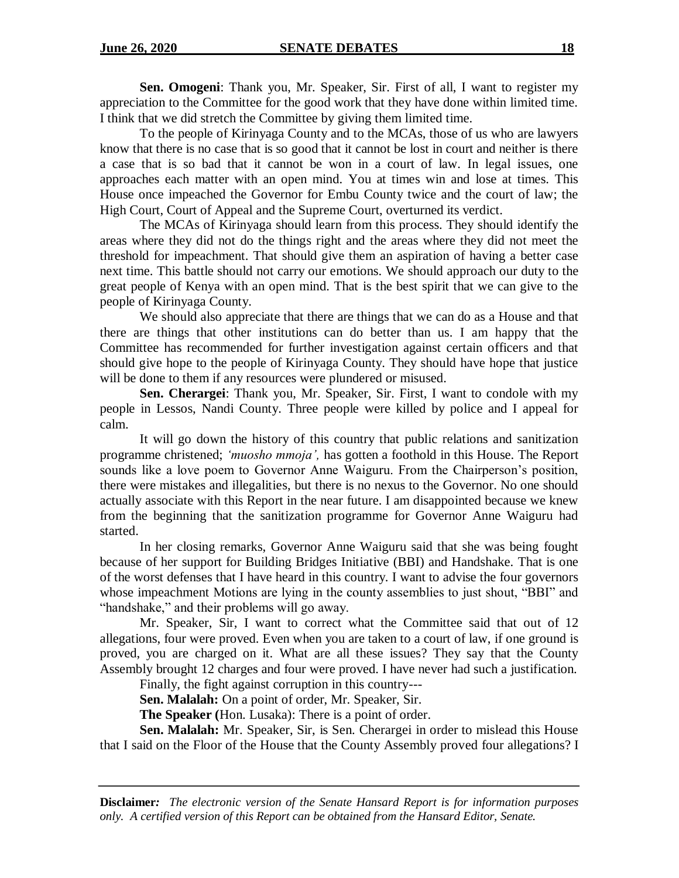**Sen. Omogeni**: Thank you, Mr. Speaker, Sir. First of all, I want to register my appreciation to the Committee for the good work that they have done within limited time. I think that we did stretch the Committee by giving them limited time.

To the people of Kirinyaga County and to the MCAs, those of us who are lawyers know that there is no case that is so good that it cannot be lost in court and neither is there a case that is so bad that it cannot be won in a court of law. In legal issues, one approaches each matter with an open mind. You at times win and lose at times. This House once impeached the Governor for Embu County twice and the court of law; the High Court, Court of Appeal and the Supreme Court, overturned its verdict.

The MCAs of Kirinyaga should learn from this process. They should identify the areas where they did not do the things right and the areas where they did not meet the threshold for impeachment. That should give them an aspiration of having a better case next time. This battle should not carry our emotions. We should approach our duty to the great people of Kenya with an open mind. That is the best spirit that we can give to the people of Kirinyaga County.

We should also appreciate that there are things that we can do as a House and that there are things that other institutions can do better than us. I am happy that the Committee has recommended for further investigation against certain officers and that should give hope to the people of Kirinyaga County. They should have hope that justice will be done to them if any resources were plundered or misused.

**Sen. Cherargei**: Thank you, Mr. Speaker, Sir. First, I want to condole with my people in Lessos, Nandi County. Three people were killed by police and I appeal for calm.

It will go down the history of this country that public relations and sanitization programme christened; *'muosho mmoja',* has gotten a foothold in this House. The Report sounds like a love poem to Governor Anne Waiguru. From the Chairperson's position, there were mistakes and illegalities, but there is no nexus to the Governor. No one should actually associate with this Report in the near future. I am disappointed because we knew from the beginning that the sanitization programme for Governor Anne Waiguru had started.

In her closing remarks, Governor Anne Waiguru said that she was being fought because of her support for Building Bridges Initiative (BBI) and Handshake. That is one of the worst defenses that I have heard in this country. I want to advise the four governors whose impeachment Motions are lying in the county assemblies to just shout, "BBI" and "handshake," and their problems will go away.

Mr. Speaker, Sir, I want to correct what the Committee said that out of 12 allegations, four were proved. Even when you are taken to a court of law, if one ground is proved, you are charged on it. What are all these issues? They say that the County Assembly brought 12 charges and four were proved. I have never had such a justification.

Finally, the fight against corruption in this country---

**Sen. Malalah:** On a point of order, Mr. Speaker, Sir.

**The Speaker (**Hon. Lusaka): There is a point of order.

**Sen. Malalah:** Mr. Speaker, Sir, is Sen. Cherargei in order to mislead this House that I said on the Floor of the House that the County Assembly proved four allegations? I

**Disclaimer***:* *The electronic version of the Senate Hansard Report is for information purposes only. A certified version of this Report can be obtained from the Hansard Editor, Senate.*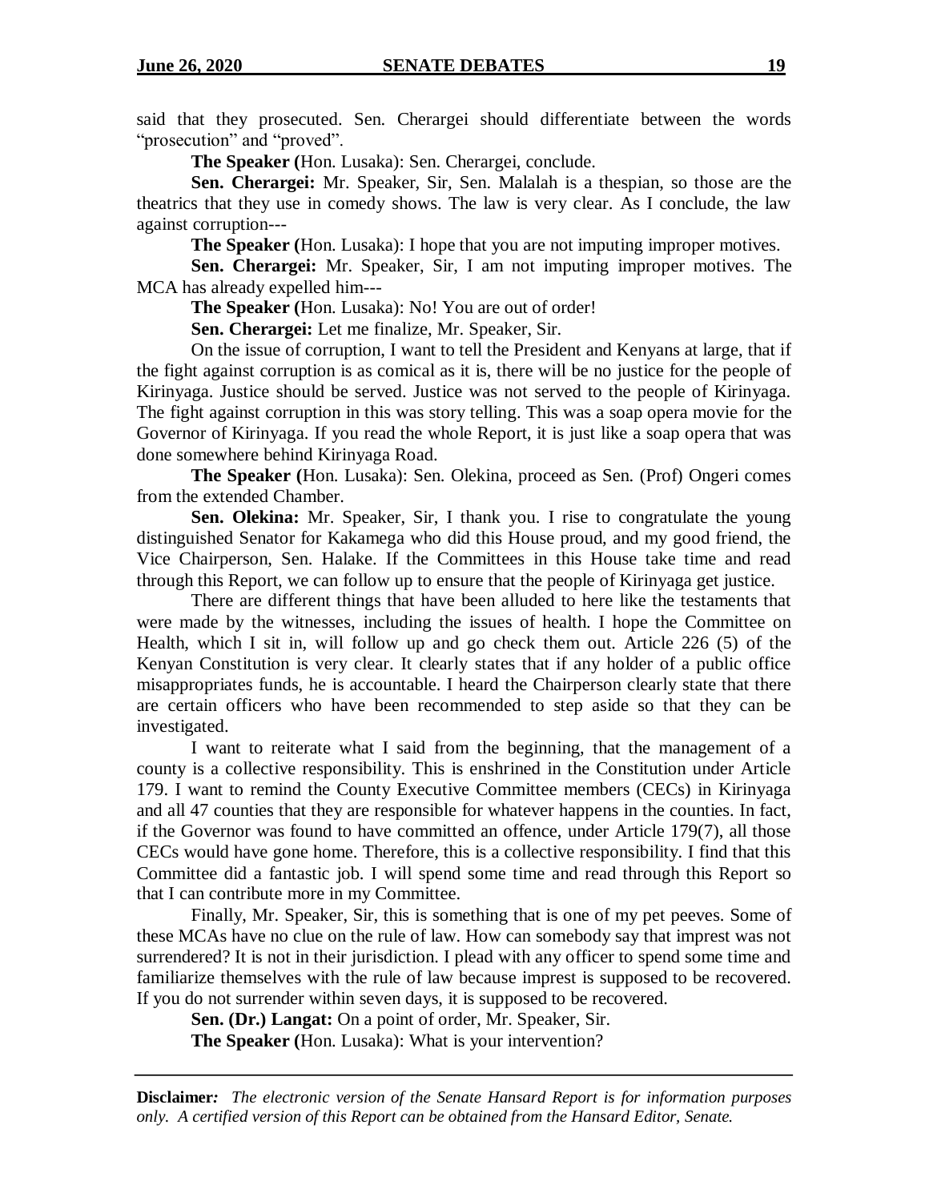said that they prosecuted. Sen. Cherargei should differentiate between the words "prosecution" and "proved".

**The Speaker (**Hon. Lusaka): Sen. Cherargei, conclude.

**Sen. Cherargei:** Mr. Speaker, Sir, Sen. Malalah is a thespian, so those are the theatrics that they use in comedy shows. The law is very clear. As I conclude, the law against corruption---

**The Speaker (**Hon. Lusaka): I hope that you are not imputing improper motives.

**Sen. Cherargei:** Mr. Speaker, Sir, I am not imputing improper motives. The MCA has already expelled him---

**The Speaker (**Hon. Lusaka): No! You are out of order!

**Sen. Cherargei:** Let me finalize, Mr. Speaker, Sir.

On the issue of corruption, I want to tell the President and Kenyans at large, that if the fight against corruption is as comical as it is, there will be no justice for the people of Kirinyaga. Justice should be served. Justice was not served to the people of Kirinyaga. The fight against corruption in this was story telling. This was a soap opera movie for the Governor of Kirinyaga. If you read the whole Report, it is just like a soap opera that was done somewhere behind Kirinyaga Road.

**The Speaker (**Hon. Lusaka): Sen. Olekina, proceed as Sen. (Prof) Ongeri comes from the extended Chamber.

**Sen. Olekina:** Mr. Speaker, Sir, I thank you. I rise to congratulate the young distinguished Senator for Kakamega who did this House proud, and my good friend, the Vice Chairperson, Sen. Halake. If the Committees in this House take time and read through this Report, we can follow up to ensure that the people of Kirinyaga get justice.

There are different things that have been alluded to here like the testaments that were made by the witnesses, including the issues of health. I hope the Committee on Health, which I sit in, will follow up and go check them out. Article 226 (5) of the Kenyan Constitution is very clear. It clearly states that if any holder of a public office misappropriates funds, he is accountable. I heard the Chairperson clearly state that there are certain officers who have been recommended to step aside so that they can be investigated.

I want to reiterate what I said from the beginning, that the management of a county is a collective responsibility. This is enshrined in the Constitution under Article 179. I want to remind the County Executive Committee members (CECs) in Kirinyaga and all 47 counties that they are responsible for whatever happens in the counties. In fact, if the Governor was found to have committed an offence, under Article 179(7), all those CECs would have gone home. Therefore, this is a collective responsibility. I find that this Committee did a fantastic job. I will spend some time and read through this Report so that I can contribute more in my Committee.

Finally, Mr. Speaker, Sir, this is something that is one of my pet peeves. Some of these MCAs have no clue on the rule of law. How can somebody say that imprest was not surrendered? It is not in their jurisdiction. I plead with any officer to spend some time and familiarize themselves with the rule of law because imprest is supposed to be recovered. If you do not surrender within seven days, it is supposed to be recovered.

**Sen. (Dr.) Langat:** On a point of order, Mr. Speaker, Sir.

**The Speaker (**Hon. Lusaka): What is your intervention?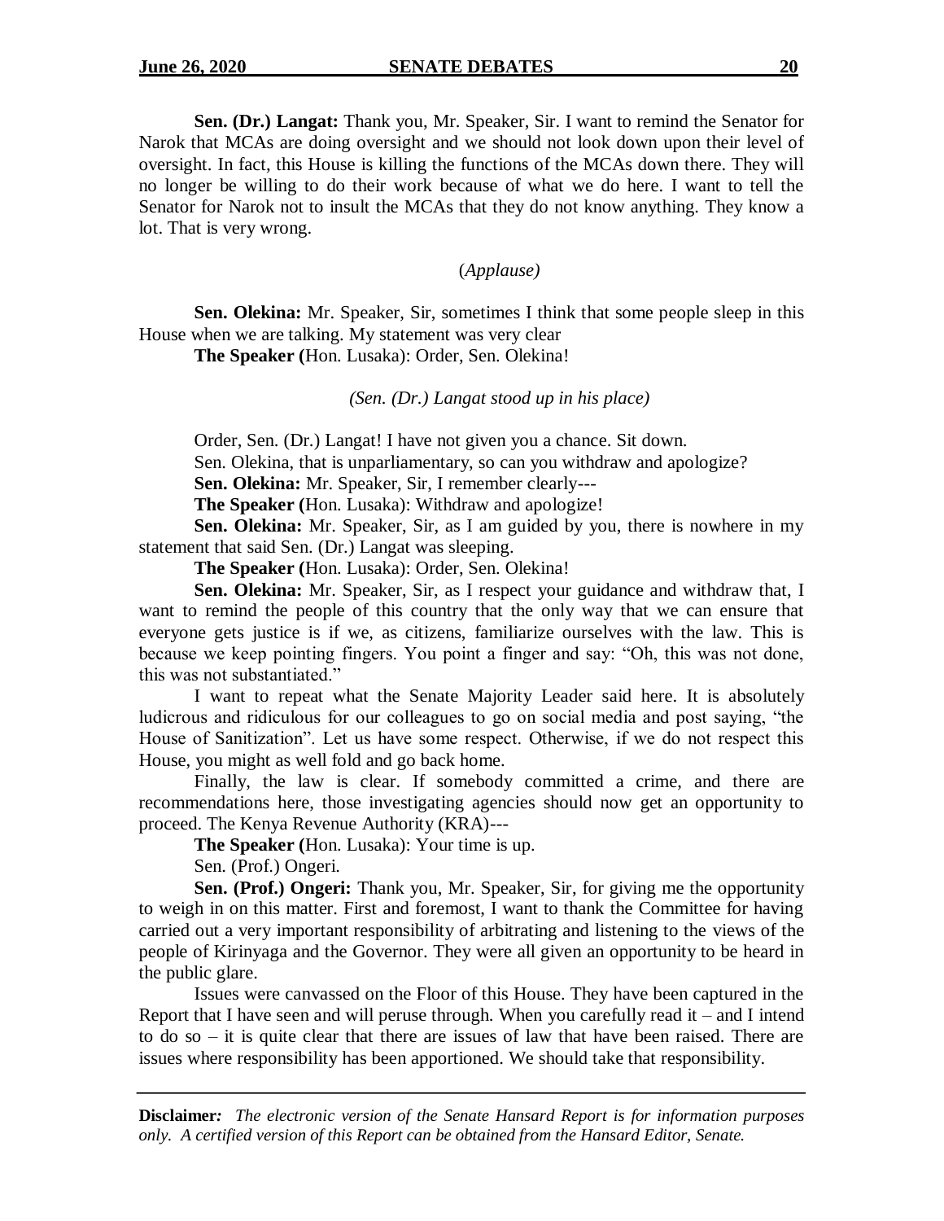**Sen. (Dr.) Langat:** Thank you, Mr. Speaker, Sir. I want to remind the Senator for Narok that MCAs are doing oversight and we should not look down upon their level of oversight. In fact, this House is killing the functions of the MCAs down there. They will no longer be willing to do their work because of what we do here. I want to tell the Senator for Narok not to insult the MCAs that they do not know anything. They know a lot. That is very wrong.

(*Applause)*

**Sen. Olekina:** Mr. Speaker, Sir, sometimes I think that some people sleep in this House when we are talking. My statement was very clear

**The Speaker (**Hon. Lusaka): Order, Sen. Olekina!

*(Sen. (Dr.) Langat stood up in his place)*

Order, Sen. (Dr.) Langat! I have not given you a chance. Sit down.

Sen. Olekina, that is unparliamentary, so can you withdraw and apologize?

**Sen. Olekina:** Mr. Speaker, Sir, I remember clearly---

**The Speaker (**Hon. Lusaka): Withdraw and apologize!

**Sen. Olekina:** Mr. Speaker, Sir, as I am guided by you, there is nowhere in my statement that said Sen. (Dr.) Langat was sleeping.

**The Speaker (**Hon. Lusaka): Order, Sen. Olekina!

**Sen. Olekina:** Mr. Speaker, Sir, as I respect your guidance and withdraw that, I want to remind the people of this country that the only way that we can ensure that everyone gets justice is if we, as citizens, familiarize ourselves with the law. This is because we keep pointing fingers. You point a finger and say: "Oh, this was not done, this was not substantiated."

I want to repeat what the Senate Majority Leader said here. It is absolutely ludicrous and ridiculous for our colleagues to go on social media and post saying, "the House of Sanitization". Let us have some respect. Otherwise, if we do not respect this House, you might as well fold and go back home.

Finally, the law is clear. If somebody committed a crime, and there are recommendations here, those investigating agencies should now get an opportunity to proceed. The Kenya Revenue Authority (KRA)---

**The Speaker (**Hon. Lusaka): Your time is up.

Sen. (Prof.) Ongeri.

**Sen. (Prof.) Ongeri:** Thank you, Mr. Speaker, Sir, for giving me the opportunity to weigh in on this matter. First and foremost, I want to thank the Committee for having carried out a very important responsibility of arbitrating and listening to the views of the people of Kirinyaga and the Governor. They were all given an opportunity to be heard in the public glare.

Issues were canvassed on the Floor of this House. They have been captured in the Report that I have seen and will peruse through. When you carefully read it – and I intend to do so – it is quite clear that there are issues of law that have been raised. There are issues where responsibility has been apportioned. We should take that responsibility.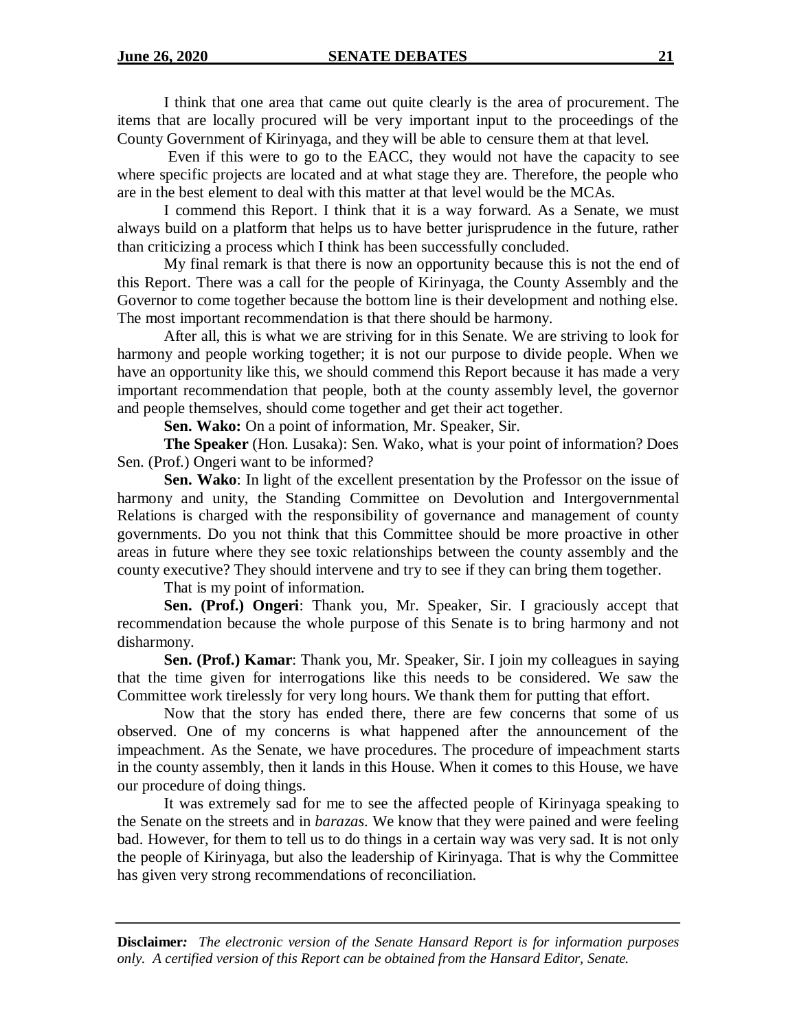I think that one area that came out quite clearly is the area of procurement. The items that are locally procured will be very important input to the proceedings of the County Government of Kirinyaga, and they will be able to censure them at that level.

Even if this were to go to the EACC, they would not have the capacity to see where specific projects are located and at what stage they are. Therefore, the people who are in the best element to deal with this matter at that level would be the MCAs.

I commend this Report. I think that it is a way forward. As a Senate, we must always build on a platform that helps us to have better jurisprudence in the future, rather than criticizing a process which I think has been successfully concluded.

My final remark is that there is now an opportunity because this is not the end of this Report. There was a call for the people of Kirinyaga, the County Assembly and the Governor to come together because the bottom line is their development and nothing else. The most important recommendation is that there should be harmony.

After all, this is what we are striving for in this Senate. We are striving to look for harmony and people working together; it is not our purpose to divide people. When we have an opportunity like this, we should commend this Report because it has made a very important recommendation that people, both at the county assembly level, the governor and people themselves, should come together and get their act together.

**Sen. Wako:** On a point of information, Mr. Speaker, Sir.

**The Speaker** (Hon. Lusaka): Sen. Wako, what is your point of information? Does Sen. (Prof.) Ongeri want to be informed?

**Sen. Wako**: In light of the excellent presentation by the Professor on the issue of harmony and unity, the Standing Committee on Devolution and Intergovernmental Relations is charged with the responsibility of governance and management of county governments. Do you not think that this Committee should be more proactive in other areas in future where they see toxic relationships between the county assembly and the county executive? They should intervene and try to see if they can bring them together.

That is my point of information.

**Sen. (Prof.) Ongeri**: Thank you, Mr. Speaker, Sir. I graciously accept that recommendation because the whole purpose of this Senate is to bring harmony and not disharmony.

**Sen. (Prof.) Kamar**: Thank you, Mr. Speaker, Sir. I join my colleagues in saying that the time given for interrogations like this needs to be considered. We saw the Committee work tirelessly for very long hours. We thank them for putting that effort.

Now that the story has ended there, there are few concerns that some of us observed. One of my concerns is what happened after the announcement of the impeachment. As the Senate, we have procedures. The procedure of impeachment starts in the county assembly, then it lands in this House. When it comes to this House, we have our procedure of doing things.

It was extremely sad for me to see the affected people of Kirinyaga speaking to the Senate on the streets and in *barazas*. We know that they were pained and were feeling bad. However, for them to tell us to do things in a certain way was very sad. It is not only the people of Kirinyaga, but also the leadership of Kirinyaga. That is why the Committee has given very strong recommendations of reconciliation.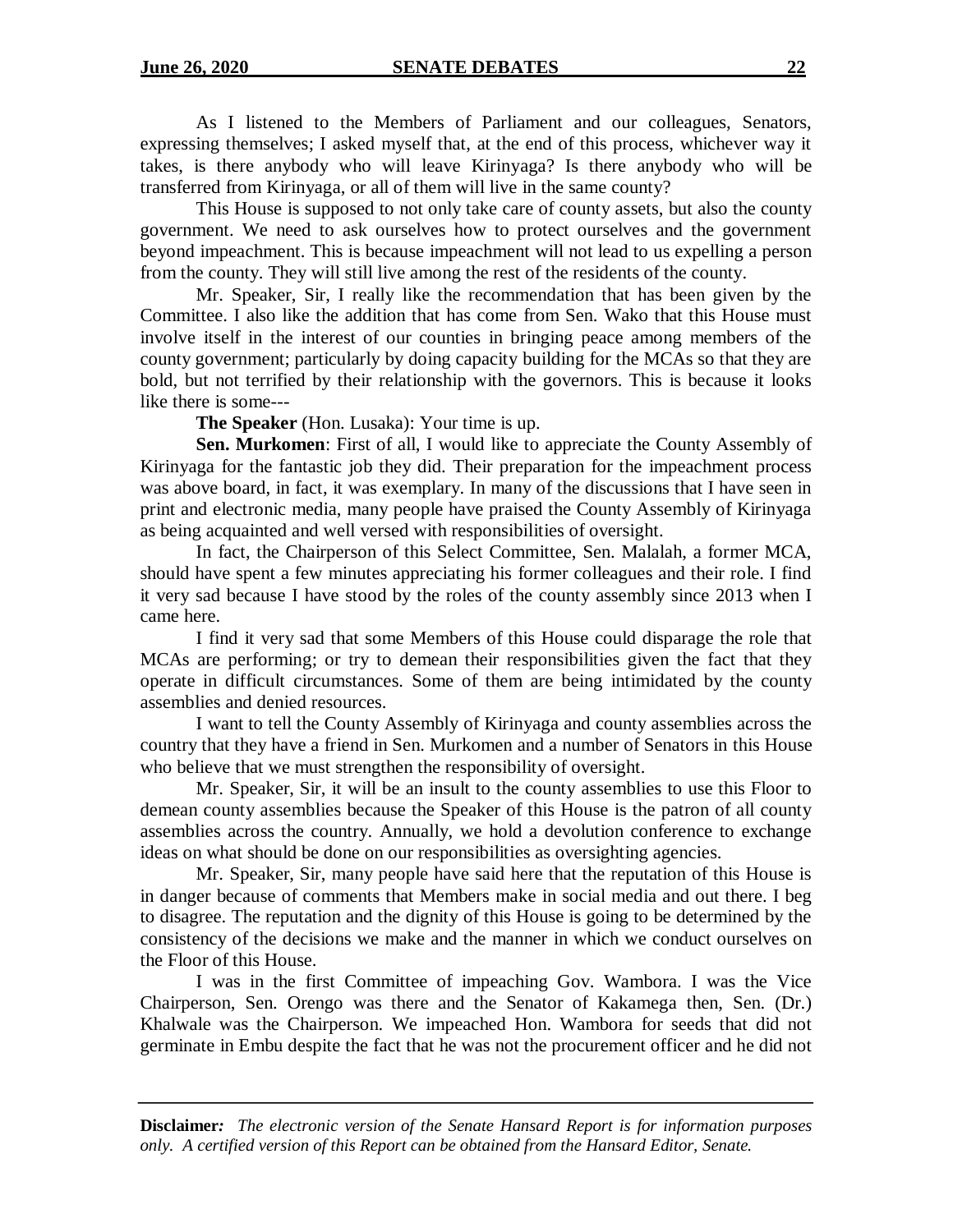As I listened to the Members of Parliament and our colleagues, Senators, expressing themselves; I asked myself that, at the end of this process, whichever way it takes, is there anybody who will leave Kirinyaga? Is there anybody who will be transferred from Kirinyaga, or all of them will live in the same county?

This House is supposed to not only take care of county assets, but also the county government. We need to ask ourselves how to protect ourselves and the government beyond impeachment. This is because impeachment will not lead to us expelling a person from the county. They will still live among the rest of the residents of the county.

Mr. Speaker, Sir, I really like the recommendation that has been given by the Committee. I also like the addition that has come from Sen. Wako that this House must involve itself in the interest of our counties in bringing peace among members of the county government; particularly by doing capacity building for the MCAs so that they are bold, but not terrified by their relationship with the governors. This is because it looks like there is some---

**The Speaker** (Hon. Lusaka): Your time is up.

**Sen. Murkomen**: First of all, I would like to appreciate the County Assembly of Kirinyaga for the fantastic job they did. Their preparation for the impeachment process was above board, in fact, it was exemplary. In many of the discussions that I have seen in print and electronic media, many people have praised the County Assembly of Kirinyaga as being acquainted and well versed with responsibilities of oversight.

In fact, the Chairperson of this Select Committee, Sen. Malalah, a former MCA, should have spent a few minutes appreciating his former colleagues and their role. I find it very sad because I have stood by the roles of the county assembly since 2013 when I came here.

I find it very sad that some Members of this House could disparage the role that MCAs are performing; or try to demean their responsibilities given the fact that they operate in difficult circumstances. Some of them are being intimidated by the county assemblies and denied resources.

I want to tell the County Assembly of Kirinyaga and county assemblies across the country that they have a friend in Sen. Murkomen and a number of Senators in this House who believe that we must strengthen the responsibility of oversight.

Mr. Speaker, Sir, it will be an insult to the county assemblies to use this Floor to demean county assemblies because the Speaker of this House is the patron of all county assemblies across the country. Annually, we hold a devolution conference to exchange ideas on what should be done on our responsibilities as oversighting agencies.

Mr. Speaker, Sir, many people have said here that the reputation of this House is in danger because of comments that Members make in social media and out there. I beg to disagree. The reputation and the dignity of this House is going to be determined by the consistency of the decisions we make and the manner in which we conduct ourselves on the Floor of this House.

I was in the first Committee of impeaching Gov. Wambora. I was the Vice Chairperson, Sen. Orengo was there and the Senator of Kakamega then, Sen. (Dr.) Khalwale was the Chairperson. We impeached Hon. Wambora for seeds that did not germinate in Embu despite the fact that he was not the procurement officer and he did not

**Disclaimer:** *The electronic version of the Senate Hansard Report is for information purposes only. A certified version of this Report can be obtained from the Hansard Editor, Senate.*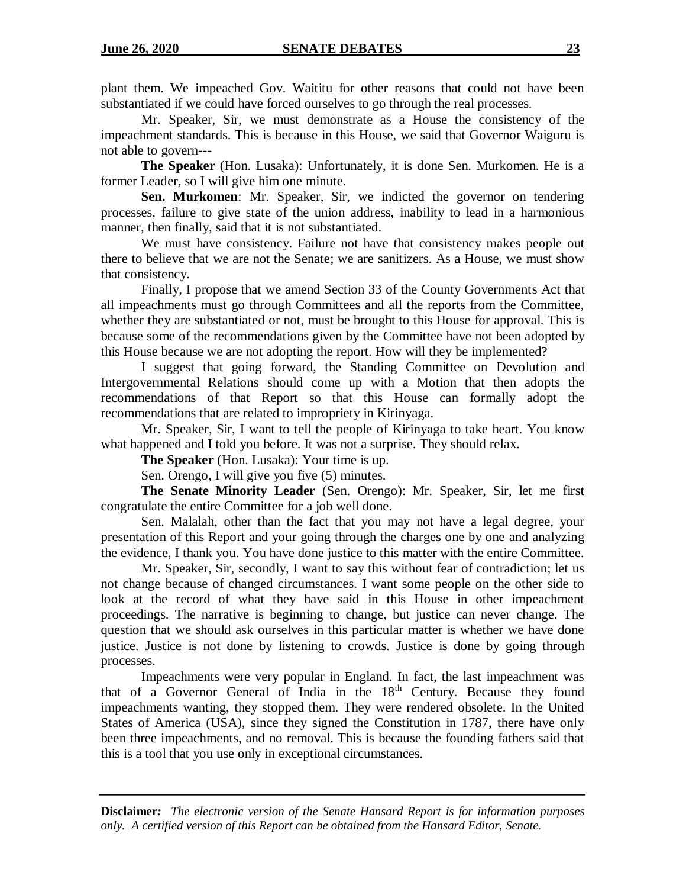plant them. We impeached Gov. Waititu for other reasons that could not have been substantiated if we could have forced ourselves to go through the real processes.

Mr. Speaker, Sir, we must demonstrate as a House the consistency of the impeachment standards. This is because in this House, we said that Governor Waiguru is not able to govern---

**The Speaker** (Hon. Lusaka): Unfortunately, it is done Sen. Murkomen. He is a former Leader, so I will give him one minute.

**Sen. Murkomen**: Mr. Speaker, Sir, we indicted the governor on tendering processes, failure to give state of the union address, inability to lead in a harmonious manner, then finally, said that it is not substantiated.

We must have consistency. Failure not have that consistency makes people out there to believe that we are not the Senate; we are sanitizers. As a House, we must show that consistency.

Finally, I propose that we amend Section 33 of the County Governments Act that all impeachments must go through Committees and all the reports from the Committee, whether they are substantiated or not, must be brought to this House for approval. This is because some of the recommendations given by the Committee have not been adopted by this House because we are not adopting the report. How will they be implemented?

I suggest that going forward, the Standing Committee on Devolution and Intergovernmental Relations should come up with a Motion that then adopts the recommendations of that Report so that this House can formally adopt the recommendations that are related to impropriety in Kirinyaga.

Mr. Speaker, Sir, I want to tell the people of Kirinyaga to take heart. You know what happened and I told you before. It was not a surprise. They should relax.

**The Speaker** (Hon. Lusaka): Your time is up.

Sen. Orengo, I will give you five (5) minutes.

**The Senate Minority Leader** (Sen. Orengo): Mr. Speaker, Sir, let me first congratulate the entire Committee for a job well done.

Sen. Malalah, other than the fact that you may not have a legal degree, your presentation of this Report and your going through the charges one by one and analyzing the evidence, I thank you. You have done justice to this matter with the entire Committee.

Mr. Speaker, Sir, secondly, I want to say this without fear of contradiction; let us not change because of changed circumstances. I want some people on the other side to look at the record of what they have said in this House in other impeachment proceedings. The narrative is beginning to change, but justice can never change. The question that we should ask ourselves in this particular matter is whether we have done justice. Justice is not done by listening to crowds. Justice is done by going through processes.

Impeachments were very popular in England. In fact, the last impeachment was that of a Governor General of India in the 18th Century. Because they found impeachments wanting, they stopped them. They were rendered obsolete. In the United States of America (USA), since they signed the Constitution in 1787, there have only been three impeachments, and no removal. This is because the founding fathers said that this is a tool that you use only in exceptional circumstances.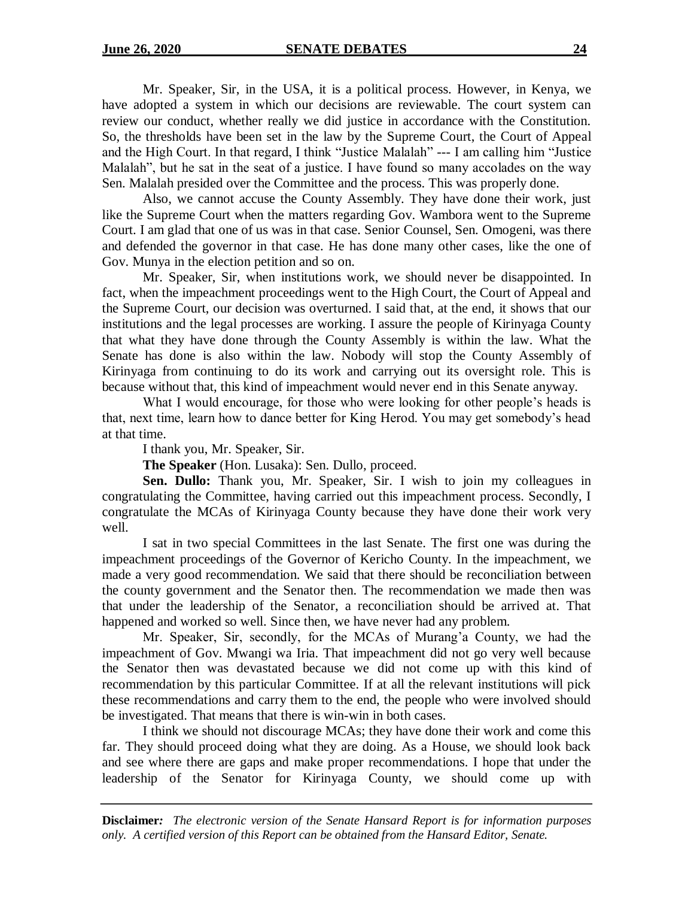Mr. Speaker, Sir, in the USA, it is a political process. However, in Kenya, we have adopted a system in which our decisions are reviewable. The court system can review our conduct, whether really we did justice in accordance with the Constitution. So, the thresholds have been set in the law by the Supreme Court, the Court of Appeal and the High Court. In that regard, I think "Justice Malalah" --- I am calling him "Justice Malalah", but he sat in the seat of a justice. I have found so many accolades on the way Sen. Malalah presided over the Committee and the process. This was properly done.

Also, we cannot accuse the County Assembly. They have done their work, just like the Supreme Court when the matters regarding Gov. Wambora went to the Supreme Court. I am glad that one of us was in that case. Senior Counsel, Sen. Omogeni, was there and defended the governor in that case. He has done many other cases, like the one of Gov. Munya in the election petition and so on.

Mr. Speaker, Sir, when institutions work, we should never be disappointed. In fact, when the impeachment proceedings went to the High Court, the Court of Appeal and the Supreme Court, our decision was overturned. I said that, at the end, it shows that our institutions and the legal processes are working. I assure the people of Kirinyaga County that what they have done through the County Assembly is within the law. What the Senate has done is also within the law. Nobody will stop the County Assembly of Kirinyaga from continuing to do its work and carrying out its oversight role. This is because without that, this kind of impeachment would never end in this Senate anyway.

What I would encourage, for those who were looking for other people's heads is that, next time, learn how to dance better for King Herod. You may get somebody's head at that time.

I thank you, Mr. Speaker, Sir.

**The Speaker** (Hon. Lusaka): Sen. Dullo, proceed.

**Sen. Dullo:** Thank you, Mr. Speaker, Sir. I wish to join my colleagues in congratulating the Committee, having carried out this impeachment process. Secondly, I congratulate the MCAs of Kirinyaga County because they have done their work very well.

I sat in two special Committees in the last Senate. The first one was during the impeachment proceedings of the Governor of Kericho County. In the impeachment, we made a very good recommendation. We said that there should be reconciliation between the county government and the Senator then. The recommendation we made then was that under the leadership of the Senator, a reconciliation should be arrived at. That happened and worked so well. Since then, we have never had any problem.

Mr. Speaker, Sir, secondly, for the MCAs of Murang'a County, we had the impeachment of Gov. Mwangi wa Iria. That impeachment did not go very well because the Senator then was devastated because we did not come up with this kind of recommendation by this particular Committee. If at all the relevant institutions will pick these recommendations and carry them to the end, the people who were involved should be investigated. That means that there is win-win in both cases.

I think we should not discourage MCAs; they have done their work and come this far. They should proceed doing what they are doing. As a House, we should look back and see where there are gaps and make proper recommendations. I hope that under the leadership of the Senator for Kirinyaga County, we should come up with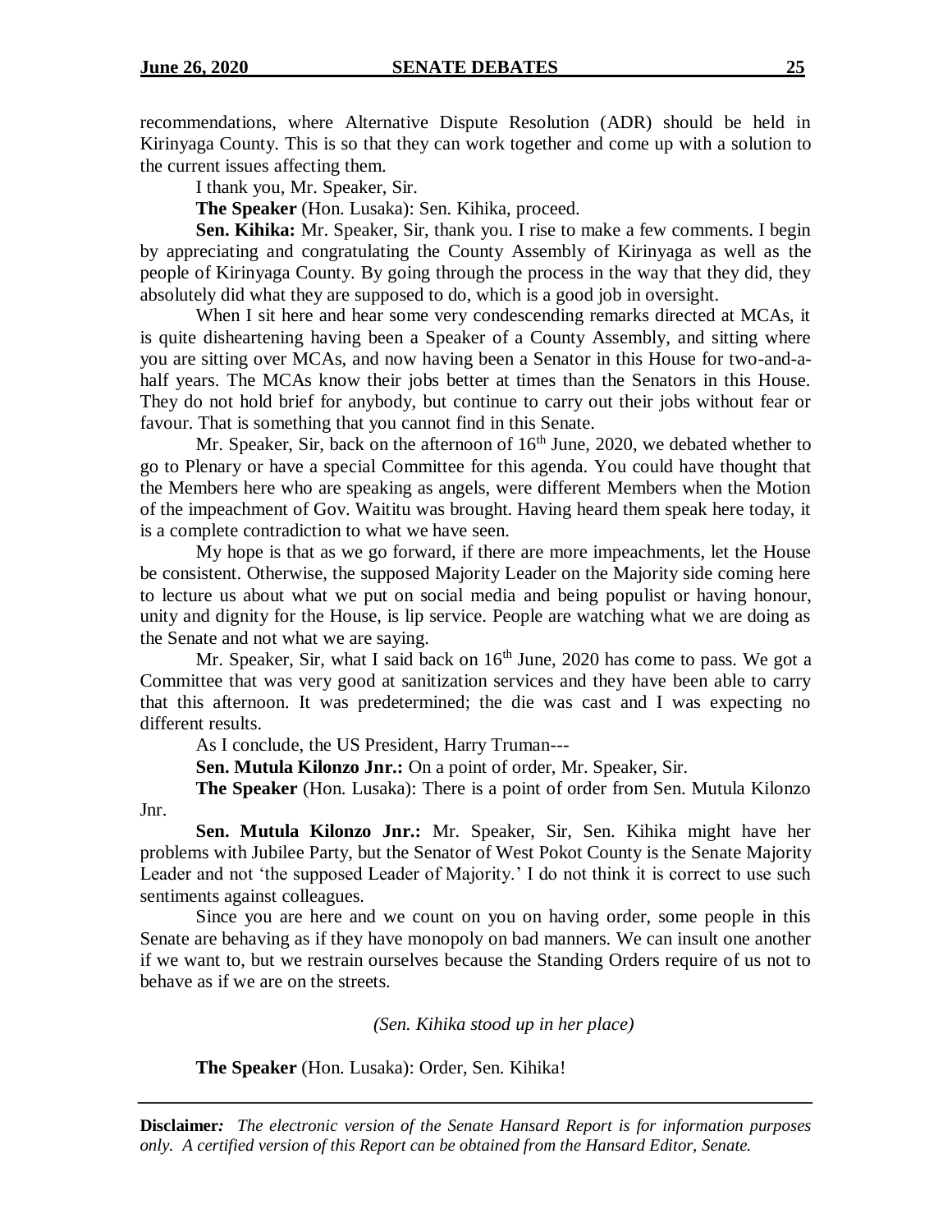recommendations, where Alternative Dispute Resolution (ADR) should be held in Kirinyaga County. This is so that they can work together and come up with a solution to the current issues affecting them.

I thank you, Mr. Speaker, Sir.

**The Speaker** (Hon. Lusaka): Sen. Kihika, proceed.

**Sen. Kihika:** Mr. Speaker, Sir, thank you. I rise to make a few comments. I begin by appreciating and congratulating the County Assembly of Kirinyaga as well as the people of Kirinyaga County. By going through the process in the way that they did, they absolutely did what they are supposed to do, which is a good job in oversight.

When I sit here and hear some very condescending remarks directed at MCAs, it is quite disheartening having been a Speaker of a County Assembly, and sitting where you are sitting over MCAs, and now having been a Senator in this House for two-and-a-half years. The MCAs know their jobs better at times than the Senators in this House. They do not hold brief for anybody, but continue to carry out their jobs without fear or favour. That is something that you cannot find in this Senate.

Mr. Speaker, Sir, back on the afternoon of 16th June, 2020, we debated whether to go to Plenary or have a special Committee for this agenda. You could have thought that the Members here who are speaking as angels, were different Members when the Motion of the impeachment of Gov. Waititu was brought. Having heard them speak here today, it is a complete contradiction to what we have seen.

My hope is that as we go forward, if there are more impeachments, let the House be consistent. Otherwise, the supposed Majority Leader on the Majority side coming here to lecture us about what we put on social media and being populist or having honour, unity and dignity for the House, is lip service. People are watching what we are doing as the Senate and not what we are saying.

Mr. Speaker, Sir, what I said back on 16th June, 2020 has come to pass. We got a Committee that was very good at sanitization services and they have been able to carry that this afternoon. It was predetermined; the die was cast and I was expecting no different results.

As I conclude, the US President, Harry Truman---

**Sen. Mutula Kilonzo Jnr.:** On a point of order, Mr. Speaker, Sir.

**The Speaker** (Hon. Lusaka): There is a point of order from Sen. Mutula Kilonzo Jnr.

**Sen. Mutula Kilonzo Jnr.:** Mr. Speaker, Sir, Sen. Kihika might have her problems with Jubilee Party, but the Senator of West Pokot County is the Senate Majority Leader and not 'the supposed Leader of Majority.' I do not think it is correct to use such sentiments against colleagues.

Since you are here and we count on you on having order, some people in this Senate are behaving as if they have monopoly on bad manners. We can insult one another if we want to, but we restrain ourselves because the Standing Orders require of us not to behave as if we are on the streets.

*(Sen. Kihika stood up in her place)*

**The Speaker** (Hon. Lusaka): Order, Sen. Kihika!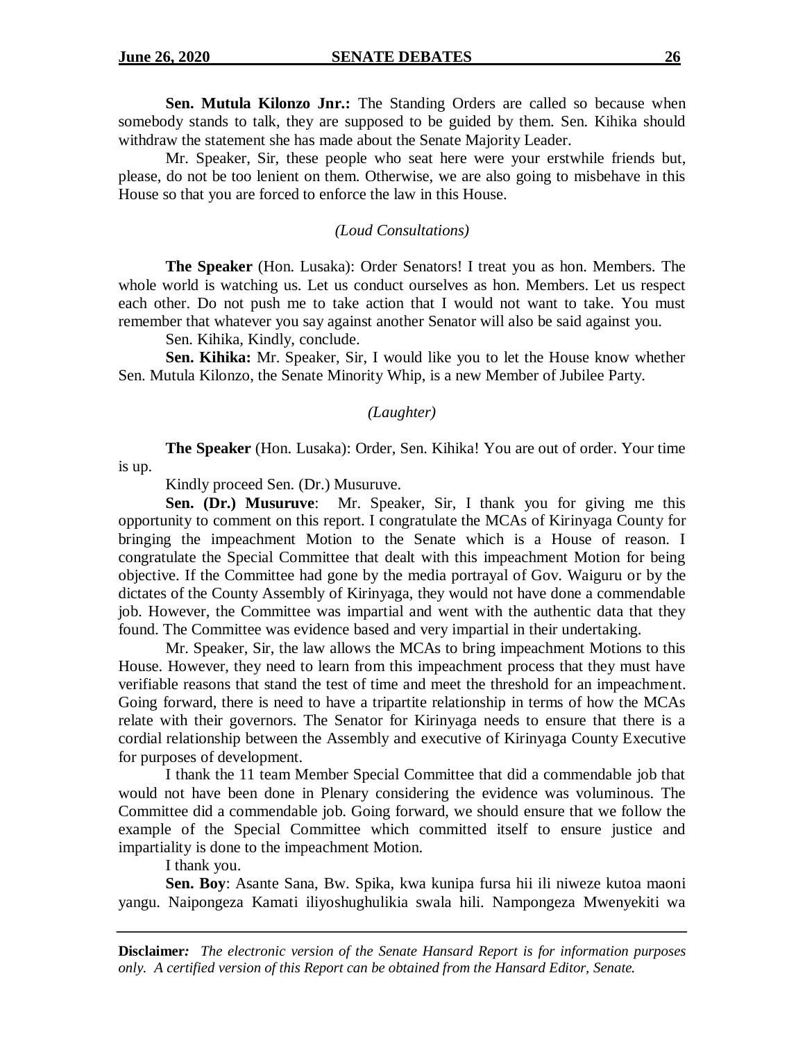**Sen. Mutula Kilonzo Jnr.:** The Standing Orders are called so because when somebody stands to talk, they are supposed to be guided by them. Sen. Kihika should withdraw the statement she has made about the Senate Majority Leader.

Mr. Speaker, Sir, these people who seat here were your erstwhile friends but, please, do not be too lenient on them. Otherwise, we are also going to misbehave in this House so that you are forced to enforce the law in this House.

*(Loud Consultations)*

**The Speaker** (Hon. Lusaka): Order Senators! I treat you as hon. Members. The whole world is watching us. Let us conduct ourselves as hon. Members. Let us respect each other. Do not push me to take action that I would not want to take. You must remember that whatever you say against another Senator will also be said against you.

Sen. Kihika, Kindly, conclude.

**Sen. Kihika:** Mr. Speaker, Sir, I would like you to let the House know whether Sen. Mutula Kilonzo, the Senate Minority Whip, is a new Member of Jubilee Party.

*(Laughter)*

**The Speaker** (Hon. Lusaka): Order, Sen. Kihika! You are out of order. Your time is up.

Kindly proceed Sen. (Dr.) Musuruve.

**Sen. (Dr.) Musuruve**: Mr. Speaker, Sir, I thank you for giving me this opportunity to comment on this report. I congratulate the MCAs of Kirinyaga County for bringing the impeachment Motion to the Senate which is a House of reason. I congratulate the Special Committee that dealt with this impeachment Motion for being objective. If the Committee had gone by the media portrayal of Gov. Waiguru or by the dictates of the County Assembly of Kirinyaga, they would not have done a commendable job. However, the Committee was impartial and went with the authentic data that they found. The Committee was evidence based and very impartial in their undertaking.

Mr. Speaker, Sir, the law allows the MCAs to bring impeachment Motions to this House. However, they need to learn from this impeachment process that they must have verifiable reasons that stand the test of time and meet the threshold for an impeachment. Going forward, there is need to have a tripartite relationship in terms of how the MCAs relate with their governors. The Senator for Kirinyaga needs to ensure that there is a cordial relationship between the Assembly and executive of Kirinyaga County Executive for purposes of development.

I thank the 11 team Member Special Committee that did a commendable job that would not have been done in Plenary considering the evidence was voluminous. The Committee did a commendable job. Going forward, we should ensure that we follow the example of the Special Committee which committed itself to ensure justice and impartiality is done to the impeachment Motion.

I thank you.

**Sen. Boy**: Asante Sana, Bw. Spika, kwa kunipa fursa hii ili niweze kutoa maoni yangu. Naipongeza Kamati iliyoshughulikia swala hili. Nampongeza Mwenyekiti wa

**Disclaimer***:* *The electronic version of the Senate Hansard Report is for information purposes only. A certified version of this Report can be obtained from the Hansard Editor, Senate.*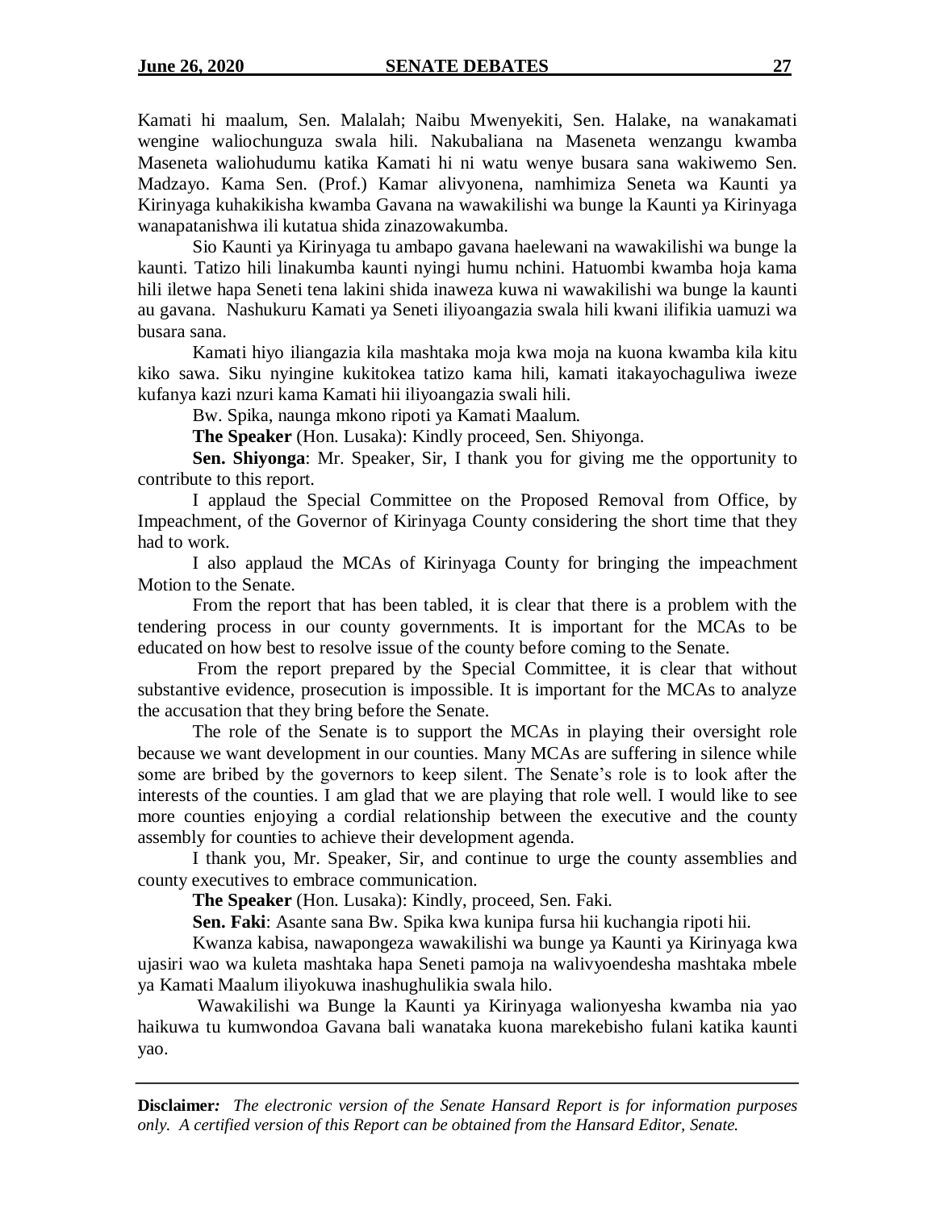Kamati hi maalum, Sen. Malalah; Naibu Mwenyekiti, Sen. Halake, na wanakamati wengine waliochunguza swala hili. Nakubaliana na Maseneta wenzangu kwamba Maseneta waliohudumu katika Kamati hi ni watu wenye busara sana wakiwemo Sen. Madzayo. Kama Sen. (Prof.) Kamar alivyonena, namhimiza Seneta wa Kaunti ya Kirinyaga kuhakikisha kwamba Gavana na wawakilishi wa bunge la Kaunti ya Kirinyaga wanapatanishwa ili kutatua shida zinazowakumba.

Sio Kaunti ya Kirinyaga tu ambapo gavana haelewani na wawakilishi wa bunge la kaunti. Tatizo hili linakumba kaunti nyingi humu nchini. Hatuombi kwamba hoja kama hili iletwe hapa Seneti tena lakini shida inaweza kuwa ni wawakilishi wa bunge la kaunti au gavana. Nashukuru Kamati ya Seneti iliyoangazia swala hili kwani ilifikia uamuzi wa busara sana.

Kamati hiyo iliangazia kila mashtaka moja kwa moja na kuona kwamba kila kitu kiko sawa. Siku nyingine kukitokea tatizo kama hili, kamati itakayochaguliwa iweze kufanya kazi nzuri kama Kamati hii iliyoangazia swali hili.

Bw. Spika, naunga mkono ripoti ya Kamati Maalum.

**The Speaker** (Hon. Lusaka): Kindly proceed, Sen. Shiyonga.

**Sen. Shiyonga**: Mr. Speaker, Sir, I thank you for giving me the opportunity to contribute to this report.

I applaud the Special Committee on the Proposed Removal from Office, by Impeachment, of the Governor of Kirinyaga County considering the short time that they had to work.

I also applaud the MCAs of Kirinyaga County for bringing the impeachment Motion to the Senate.

From the report that has been tabled, it is clear that there is a problem with the tendering process in our county governments. It is important for the MCAs to be educated on how best to resolve issue of the county before coming to the Senate.

From the report prepared by the Special Committee, it is clear that without substantive evidence, prosecution is impossible. It is important for the MCAs to analyze the accusation that they bring before the Senate.

The role of the Senate is to support the MCAs in playing their oversight role because we want development in our counties. Many MCAs are suffering in silence while some are bribed by the governors to keep silent. The Senate's role is to look after the interests of the counties. I am glad that we are playing that role well. I would like to see more counties enjoying a cordial relationship between the executive and the county assembly for counties to achieve their development agenda.

I thank you, Mr. Speaker, Sir, and continue to urge the county assemblies and county executives to embrace communication.

**The Speaker** (Hon. Lusaka): Kindly, proceed, Sen. Faki.

**Sen. Faki**: Asante sana Bw. Spika kwa kunipa fursa hii kuchangia ripoti hii.

Kwanza kabisa, nawapongeza wawakilishi wa bunge ya Kaunti ya Kirinyaga kwa ujasiri wao wa kuleta mashtaka hapa Seneti pamoja na walivyoendesha mashtaka mbele ya Kamati Maalum iliyokuwa inashughulikia swala hilo.

Wawakilishi wa Bunge la Kaunti ya Kirinyaga walionyesha kwamba nia yao haikuwa tu kumwondoa Gavana bali wanataka kuona marekebisho fulani katika kaunti yao.

**Disclaimer**: *The electronic version of the Senate Hansard Report is for information purposes only. A certified version of this Report can be obtained from the Hansard Editor, Senate.*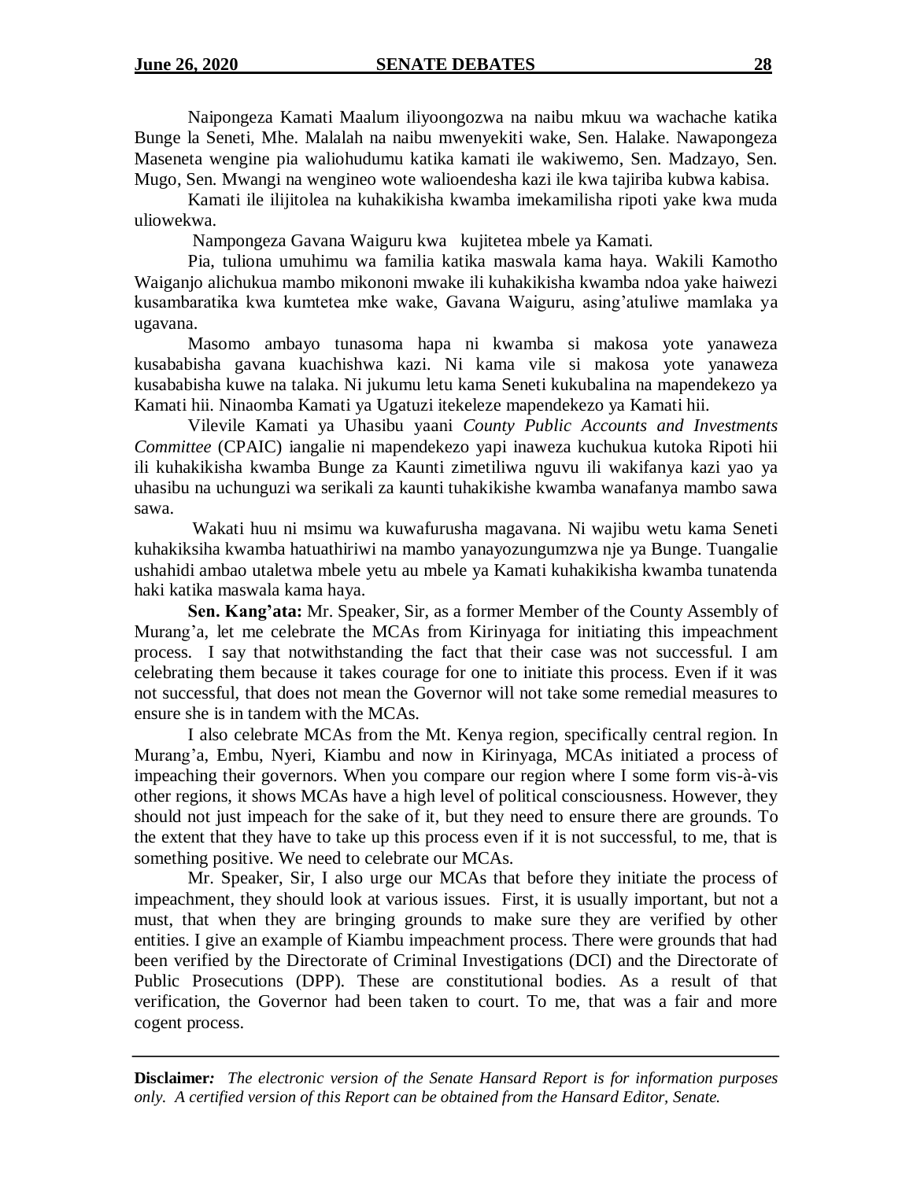Naipongeza Kamati Maalum iliyoongozwa na naibu mkuu wa wachache katika Bunge la Seneti, Mhe. Malalah na naibu mwenyekiti wake, Sen. Halake. Nawapongeza Maseneta wengine pia waliohudumu katika kamati ile wakiwemo, Sen. Madzayo, Sen. Mugo, Sen. Mwangi na wengineo wote walioendesha kazi ile kwa tajiriba kubwa kabisa.

Kamati ile ilijitolea na kuhakikisha kwamba imekamilisha ripoti yake kwa muda uliowekwa.

Nampongeza Gavana Waiguru kwa kujitetea mbele ya Kamati.

Pia, tuliona umuhimu wa familia katika maswala kama haya. Wakili Kamotho Waiganjo alichukua mambo mikononi mwake ili kuhakikisha kwamba ndoa yake haiwezi kusambaratika kwa kumtetea mke wake, Gavana Waiguru, asing'atuliwe mamlaka ya ugavana.

Masomo ambayo tunasoma hapa ni kwamba si makosa yote yanaweza kusababisha gavana kuachishwa kazi. Ni kama vile si makosa yote yanaweza kusababisha kuwe na talaka. Ni jukumu letu kama Seneti kukubalina na mapendekezo ya Kamati hii. Ninaomba Kamati ya Ugatuzi itekeleze mapendekezo ya Kamati hii.

Vilevile Kamati ya Uhasibu yaani *County Public Accounts and Investments Committee* (CPAIC) iangalie ni mapendekezo yapi inaweza kuchukua kutoka Ripoti hii ili kuhakikisha kwamba Bunge za Kaunti zimetiliwa nguvu ili wakifanya kazi yao ya uhasibu na uchunguzi wa serikali za kaunti tuhakikishe kwamba wanafanya mambo sawa sawa.

Wakati huu ni msimu wa kuwafurusha magavana. Ni wajibu wetu kama Seneti kuhakiksiha kwamba hatuathiriwi na mambo yanayozungumzwa nje ya Bunge. Tuangalie ushahidi ambao utaletwa mbele yetu au mbele ya Kamati kuhakikisha kwamba tunatenda haki katika maswala kama haya.

**Sen. Kang'ata:** Mr. Speaker, Sir, as a former Member of the County Assembly of Murang'a, let me celebrate the MCAs from Kirinyaga for initiating this impeachment process. I say that notwithstanding the fact that their case was not successful. I am celebrating them because it takes courage for one to initiate this process. Even if it was not successful, that does not mean the Governor will not take some remedial measures to ensure she is in tandem with the MCAs.

I also celebrate MCAs from the Mt. Kenya region, specifically central region. In Murang'a, Embu, Nyeri, Kiambu and now in Kirinyaga, MCAs initiated a process of impeaching their governors. When you compare our region where I some form vis-à-vis other regions, it shows MCAs have a high level of political consciousness. However, they should not just impeach for the sake of it, but they need to ensure there are grounds. To the extent that they have to take up this process even if it is not successful, to me, that is something positive. We need to celebrate our MCAs.

Mr. Speaker, Sir, I also urge our MCAs that before they initiate the process of impeachment, they should look at various issues. First, it is usually important, but not a must, that when they are bringing grounds to make sure they are verified by other entities. I give an example of Kiambu impeachment process. There were grounds that had been verified by the Directorate of Criminal Investigations (DCI) and the Directorate of Public Prosecutions (DPP). These are constitutional bodies. As a result of that verification, the Governor had been taken to court. To me, that was a fair and more cogent process.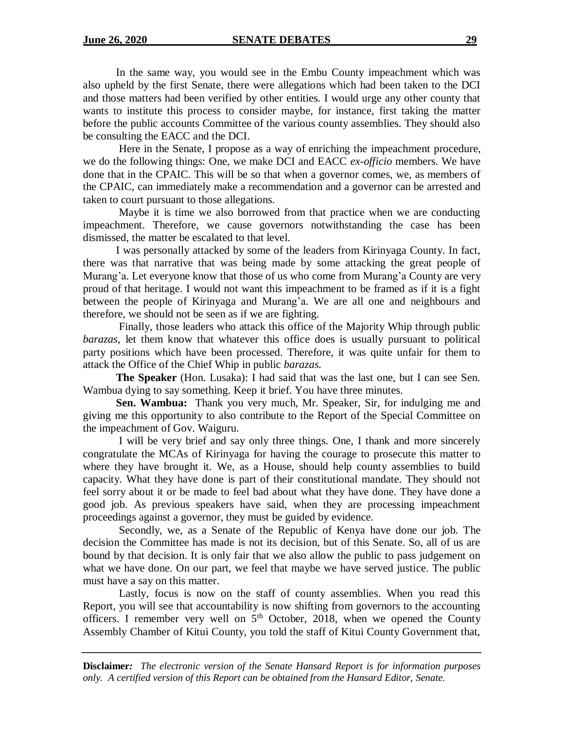In the same way, you would see in the Embu County impeachment which was also upheld by the first Senate, there were allegations which had been taken to the DCI and those matters had been verified by other entities. I would urge any other county that wants to institute this process to consider maybe, for instance, first taking the matter before the public accounts Committee of the various county assemblies. They should also be consulting the EACC and the DCI.

Here in the Senate, I propose as a way of enriching the impeachment procedure, we do the following things: One, we make DCI and EACC *ex-officio* members. We have done that in the CPAIC. This will be so that when a governor comes, we, as members of the CPAIC, can immediately make a recommendation and a governor can be arrested and taken to court pursuant to those allegations.

Maybe it is time we also borrowed from that practice when we are conducting impeachment. Therefore, we cause governors notwithstanding the case has been dismissed, the matter be escalated to that level.

I was personally attacked by some of the leaders from Kirinyaga County. In fact, there was that narrative that was being made by some attacking the great people of Murang'a. Let everyone know that those of us who come from Murang'a County are very proud of that heritage. I would not want this impeachment to be framed as if it is a fight between the people of Kirinyaga and Murang'a. We are all one and neighbours and therefore, we should not be seen as if we are fighting.

Finally, those leaders who attack this office of the Majority Whip through public *barazas,* let them know that whatever this office does is usually pursuant to political party positions which have been processed. Therefore, it was quite unfair for them to attack the Office of the Chief Whip in public *barazas.*

**The Speaker** (Hon. Lusaka): I had said that was the last one, but I can see Sen. Wambua dying to say something. Keep it brief. You have three minutes.

**Sen. Wambua:** Thank you very much, Mr. Speaker, Sir, for indulging me and giving me this opportunity to also contribute to the Report of the Special Committee on the impeachment of Gov. Waiguru.

I will be very brief and say only three things. One, I thank and more sincerely congratulate the MCAs of Kirinyaga for having the courage to prosecute this matter to where they have brought it. We, as a House, should help county assemblies to build capacity. What they have done is part of their constitutional mandate. They should not feel sorry about it or be made to feel bad about what they have done. They have done a good job. As previous speakers have said, when they are processing impeachment proceedings against a governor, they must be guided by evidence.

Secondly, we, as a Senate of the Republic of Kenya have done our job. The decision the Committee has made is not its decision, but of this Senate. So, all of us are bound by that decision. It is only fair that we also allow the public to pass judgement on what we have done. On our part, we feel that maybe we have served justice. The public must have a say on this matter.

Lastly, focus is now on the staff of county assemblies. When you read this Report, you will see that accountability is now shifting from governors to the accounting officers. I remember very well on 5th October, 2018, when we opened the County Assembly Chamber of Kitui County, you told the staff of Kitui County Government that,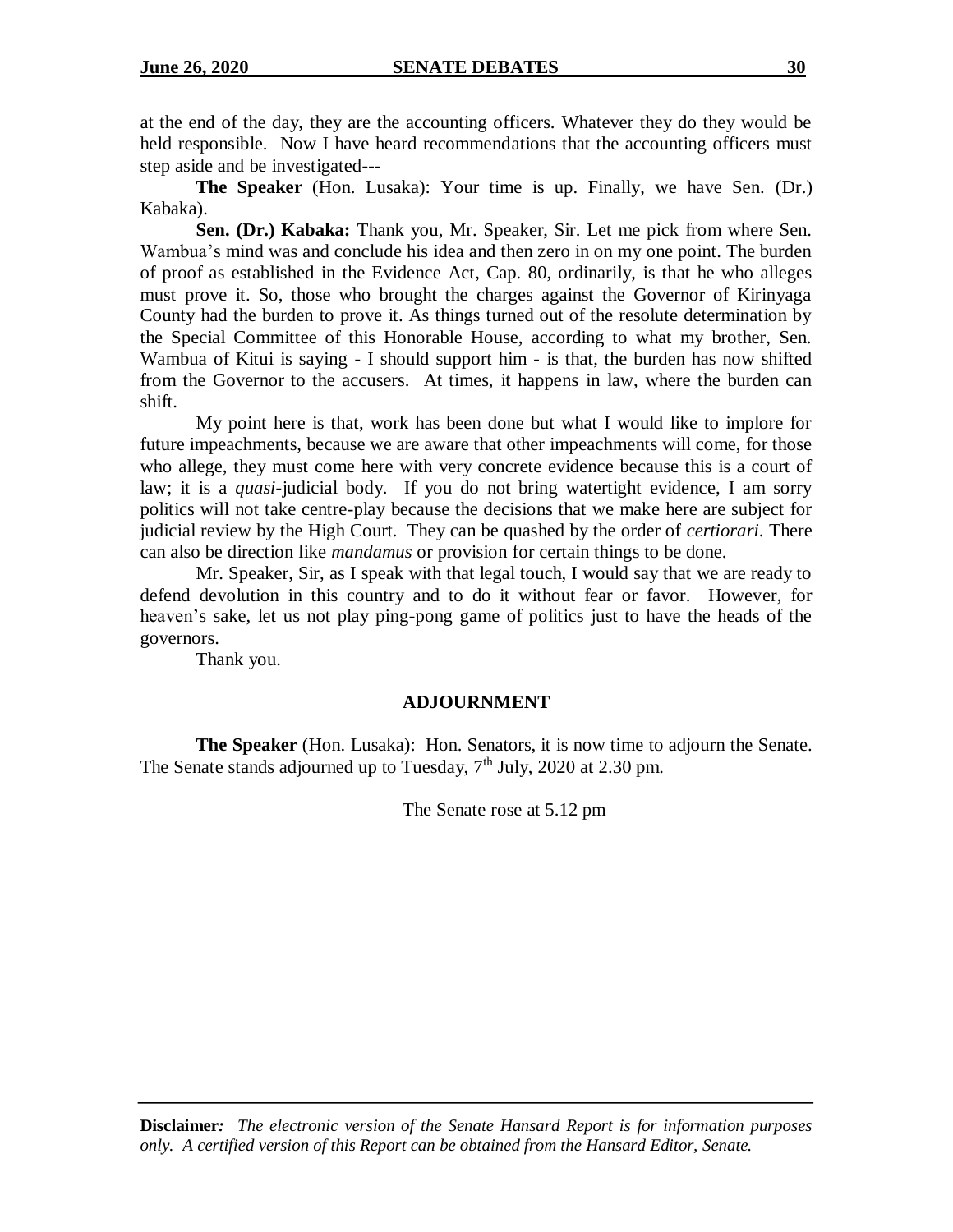at the end of the day, they are the accounting officers. Whatever they do they would be held responsible. Now I have heard recommendations that the accounting officers must step aside and be investigated---

**The Speaker** (Hon. Lusaka): Your time is up. Finally, we have Sen. (Dr.) Kabaka).

**Sen. (Dr.) Kabaka:** Thank you, Mr. Speaker, Sir. Let me pick from where Sen. Wambua's mind was and conclude his idea and then zero in on my one point. The burden of proof as established in the Evidence Act, Cap. 80, ordinarily, is that he who alleges must prove it. So, those who brought the charges against the Governor of Kirinyaga County had the burden to prove it. As things turned out of the resolute determination by the Special Committee of this Honorable House, according to what my brother, Sen. Wambua of Kitui is saying - I should support him - is that, the burden has now shifted from the Governor to the accusers. At times, it happens in law, where the burden can shift.

My point here is that, work has been done but what I would like to implore for future impeachments, because we are aware that other impeachments will come, for those who allege, they must come here with very concrete evidence because this is a court of law; it is a *quasi*-judicial body. If you do not bring watertight evidence, I am sorry politics will not take centre-play because the decisions that we make here are subject for judicial review by the High Court. They can be quashed by the order of *certiorari*. There can also be direction like *mandamus* or provision for certain things to be done.

Mr. Speaker, Sir, as I speak with that legal touch, I would say that we are ready to defend devolution in this country and to do it without fear or favor. However, for heaven's sake, let us not play ping-pong game of politics just to have the heads of the governors.

Thank you.

## ADJOURNMENT

**The Speaker** (Hon. Lusaka): Hon. Senators, it is now time to adjourn the Senate. The Senate stands adjourned up to Tuesday, 7th July, 2020 at 2.30 pm.

The Senate rose at 5.12 pm

**Disclaimer:** *The electronic version of the Senate Hansard Report is for information purposes only. A certified version of this Report can be obtained from the Hansard Editor, Senate.*